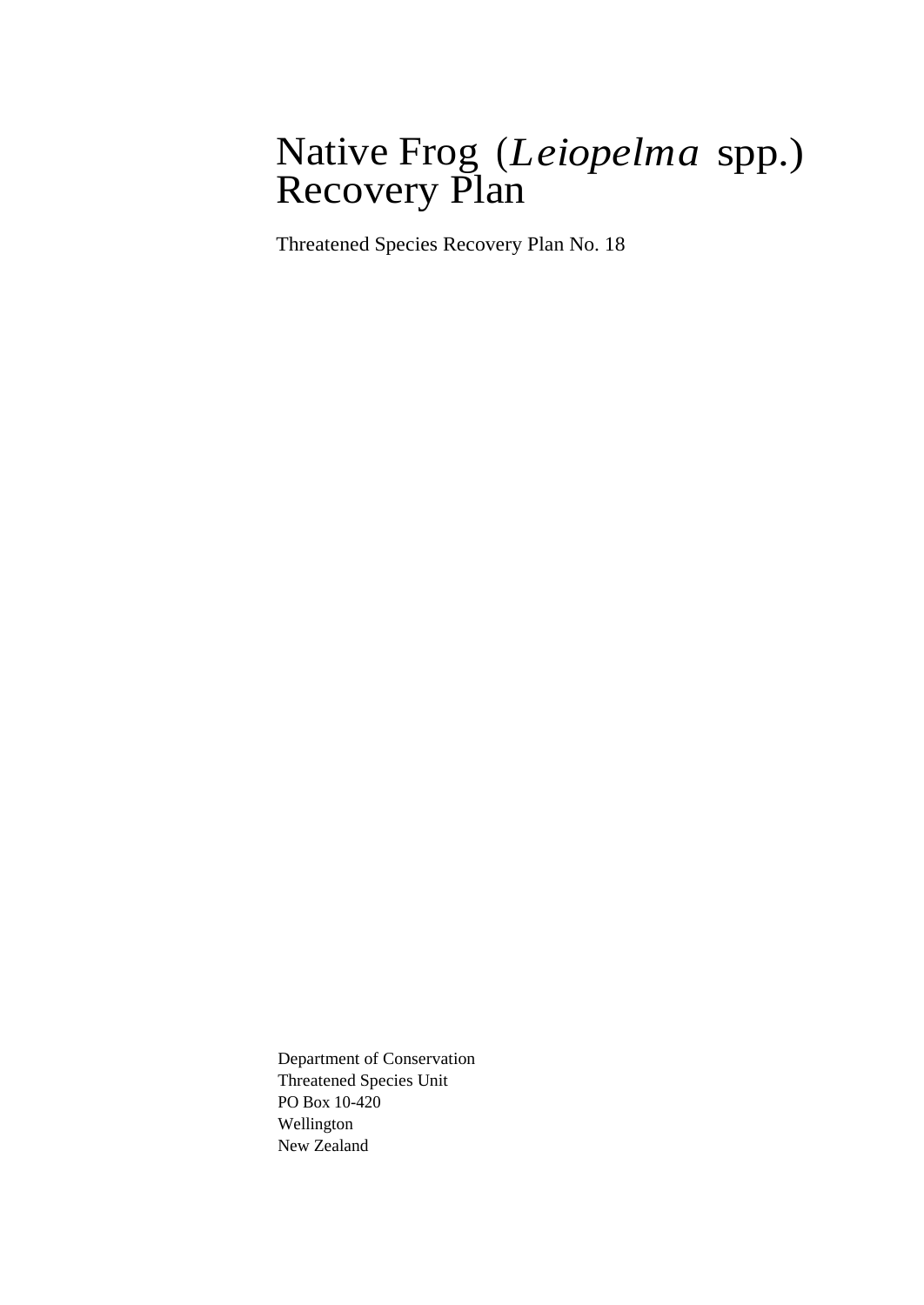# Native Frog (*Leiopelma* spp.) Recovery Plan

Threatened Species Recovery Plan No. 18

Department of Conservation
Threatened Species Unit
PO Box 10-420
Wellington
New Zealand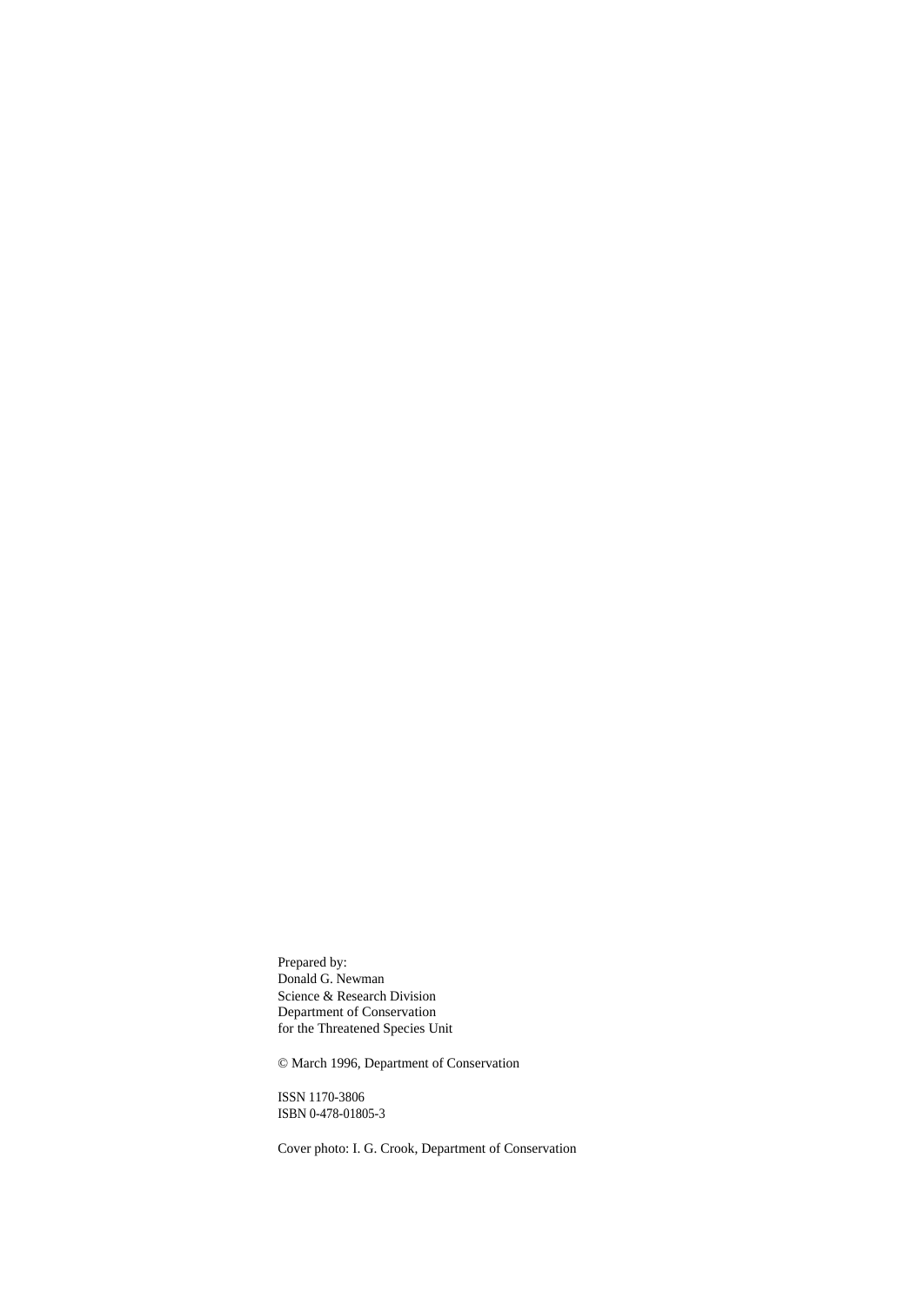Prepared by:
Donald G. Newman
Science & Research Division
Department of Conservation
for the Threatened Species Unit

© March 1996, Department of Conservation

ISSN 1170-3806
ISBN 0-478-01805-3

Cover photo: I. G. Crook, Department of Conservation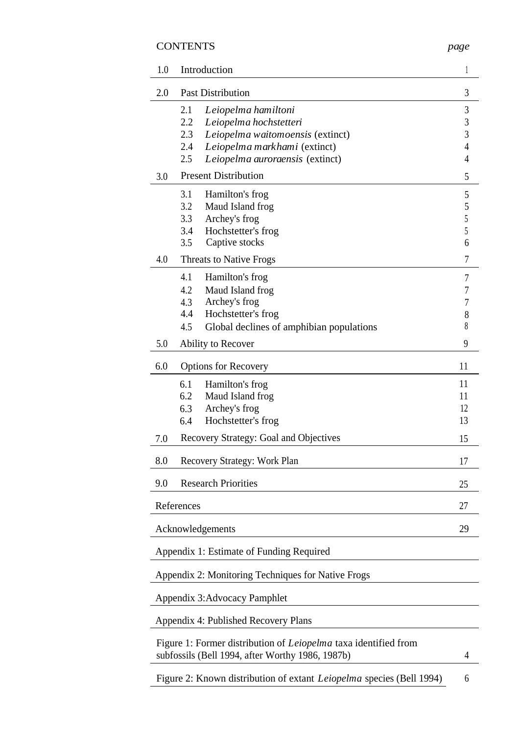# CONTENTS

| | | *page* |
|---|---|---|
| 1.0 | Introduction | 1 |
| 2.0 | Past Distribution | 3 |
| | 2.1 *Leiopelma hamiltoni* | 3 |
| | 2.2 *Leiopelma hochstetteri* | 3 |
| | 2.3 *Leiopelma waitomoensis* (extinct) | 3 |
| | 2.4 *Leiopelma markhami* (extinct) | 4 |
| | 2.5 *Leiopelma auroraensis* (extinct) | 4 |
| 3.0 | Present Distribution | 5 |
| | 3.1 Hamilton's frog | 5 |
| | 3.2 Maud Island frog | 5 |
| | 3.3 Archey's frog | 5 |
| | 3.4 Hochstetter's frog | 5 |
| | 3.5 Captive stocks | 6 |
| 4.0 | Threats to Native Frogs | 7 |
| | 4.1 Hamilton's frog | 7 |
| | 4.2 Maud Island frog | 7 |
| | 4.3 Archey's frog | 7 |
| | 4.4 Hochstetter's frog | 8 |
| | 4.5 Global declines of amphibian populations | 8 |
| 5.0 | Ability to Recover | 9 |
| 6.0 | Options for Recovery | 11 |
| | 6.1 Hamilton's frog | 11 |
| | 6.2 Maud Island frog | 11 |
| | 6.3 Archey's frog | 12 |
| | 6.4 Hochstetter's frog | 13 |
| 7.0 | Recovery Strategy: Goal and Objectives | 15 |
| 8.0 | Recovery Strategy: Work Plan | 17 |
| 9.0 | Research Priorities | 25 |
| | References | 27 |
| | Acknowledgements | 29 |
| | Appendix 1: Estimate of Funding Required | |
| | Appendix 2: Monitoring Techniques for Native Frogs | |
| | Appendix 3: Advocacy Pamphlet | |
| | Appendix 4: Published Recovery Plans | |
| | Figure 1: Former distribution of *Leiopelma* taxa identified from subfossils (Bell 1994, after Worthy 1986, 1987b) | 4 |
| | Figure 2: Known distribution of extant *Leiopelma* species (Bell 1994) | 6 |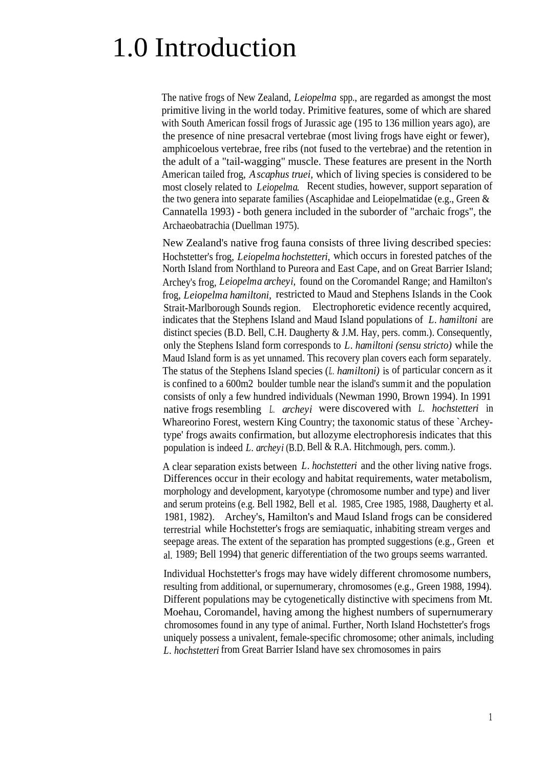# 1.0 Introduction

The native frogs of New Zealand, *Leiopelma* spp., are regarded as amongst the most primitive living in the world today. Primitive features, some of which are shared with South American fossil frogs of Jurassic age (195 to 136 million years ago), are the presence of nine presacral vertebrae (most living frogs have eight or fewer), amphicoelous vertebrae, free ribs (not fused to the vertebrae) and the retention in the adult of a "tail-wagging" muscle. These features are present in the North American tailed frog, *Ascaphus truei*, which of living species is considered to be most closely related to *Leiopelma*. Recent studies, however, support separation of the two genera into separate families (Ascaphidae and Leiopelmatidae (e.g., Green & Cannatella 1993) - both genera included in the suborder of "archaic frogs", the Archaeobatrachia (Duellman 1975).

New Zealand's native frog fauna consists of three living described species: Hochstetter's frog, *Leiopelma hochstetteri*, which occurs in forested patches of the North Island from Northland to Pureora and East Cape, and on Great Barrier Island; Archey's frog, *Leiopelma archeyi*, found on the Coromandel Range; and Hamilton's frog, *Leiopelma hamiltoni*, restricted to Maud and Stephens Islands in the Cook Strait-Marlborough Sounds region. Electrophoretic evidence recently acquired, indicates that the Stephens Island and Maud Island populations of *L. hamiltoni* are distinct species (B.D. Bell, C.H. Daugherty & J.M. Hay, pers. comm.). Consequently, only the Stephens Island form corresponds to *L. hamiltoni (sensu stricto)* while the Maud Island form is as yet unnamed. This recovery plan covers each form separately. The status of the Stephens Island species (*L. hamiltoni)* is of particular concern as it is confined to a 600m2 boulder tumble near the island's summit and the population consists of only a few hundred individuals (Newman 1990, Brown 1994). In 1991 native frogs resembling *L. archeyi* were discovered with *L. hochstetteri* in Whareorino Forest, western King Country; the taxonomic status of these `Archey-type' frogs awaits confirmation, but allozyme electrophoresis indicates that this population is indeed *L. archeyi* (B.D. Bell & R.A. Hitchmough, pers. comm.).

A clear separation exists between *L. hochstetteri* and the other living native frogs. Differences occur in their ecology and habitat requirements, water metabolism, morphology and development, karyotype (chromosome number and type) and liver and serum proteins (e.g. Bell 1982, Bell et al. 1985, Cree 1985, 1988, Daugherty et al. 1981, 1982). Archey's, Hamilton's and Maud Island frogs can be considered terrestrial while Hochstetter's frogs are semiaquatic, inhabiting stream verges and seepage areas. The extent of the separation has prompted suggestions (e.g., Green et al. 1989; Bell 1994) that generic differentiation of the two groups seems warranted.

Individual Hochstetter's frogs may have widely different chromosome numbers, resulting from additional, or supernumerary, chromosomes (e.g., Green 1988, 1994). Different populations may be cytogenetically distinctive with specimens from Mt. Moehau, Coromandel, having among the highest numbers of supernumerary chromosomes found in any type of animal. Further, North Island Hochstetter's frogs uniquely possess a univalent, female-specific chromosome; other animals, including *L. hochstetteri* from Great Barrier Island have sex chromosomes in pairs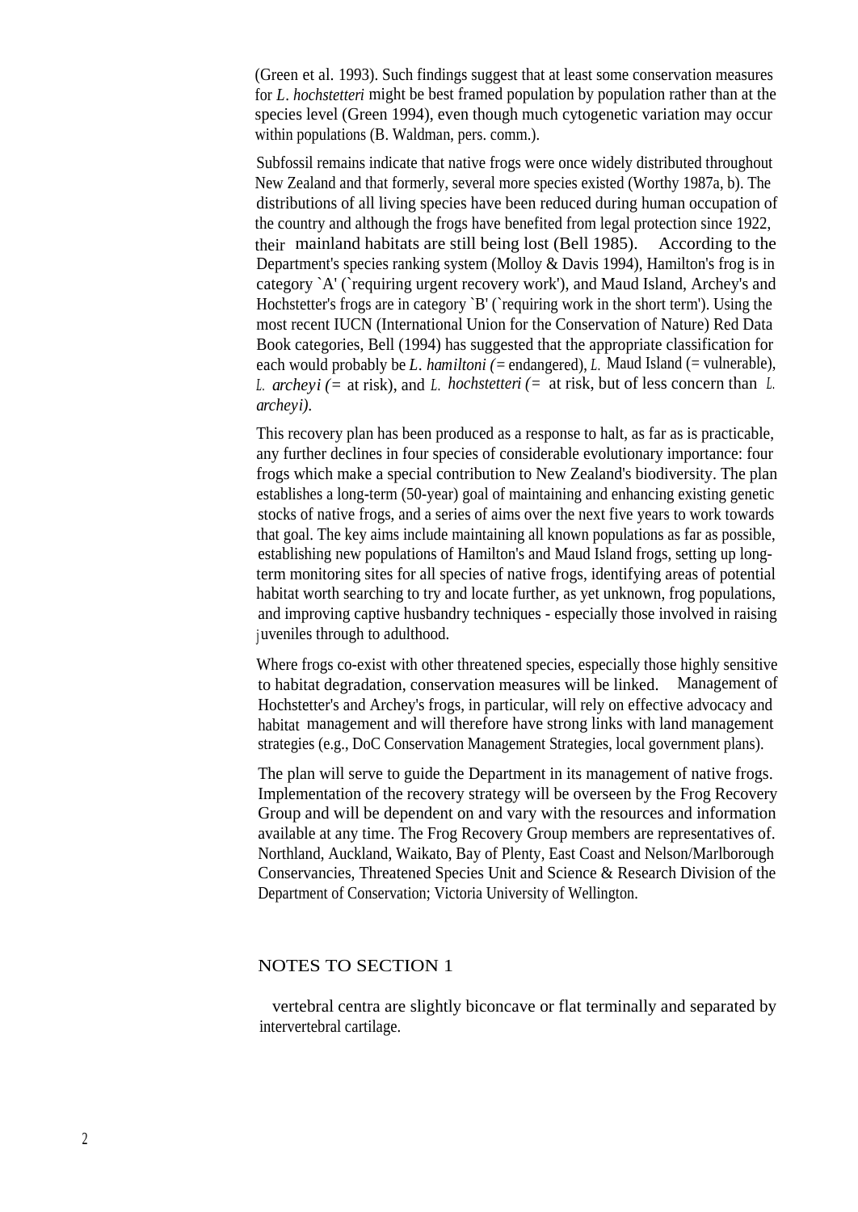(Green et al. 1993). Such findings suggest that at least some conservation measures for *L. hochstetteri* might be best framed population by population rather than at the species level (Green 1994), even though much cytogenetic variation may occur within populations (B. Waldman, pers. comm.).

Subfossil remains indicate that native frogs were once widely distributed throughout New Zealand and that formerly, several more species existed (Worthy 1987a, b). The distributions of all living species have been reduced during human occupation of the country and although the frogs have benefited from legal protection since 1922, their mainland habitats are still being lost (Bell 1985). According to the Department's species ranking system (Molloy & Davis 1994), Hamilton's frog is in category `A' (`requiring urgent recovery work'), and Maud Island, Archey's and Hochstetter's frogs are in category `B' (`requiring work in the short term'). Using the most recent IUCN (International Union for the Conservation of Nature) Red Data Book categories, Bell (1994) has suggested that the appropriate classification for each would probably be *L. hamiltoni* (= endangered), *L.* Maud Island (= vulnerable), *L. archeyi* (= at risk), and *L. hochstetteri* (= at risk, but of less concern than *L. archeyi*).

This recovery plan has been produced as a response to halt, as far as is practicable, any further declines in four species of considerable evolutionary importance: four frogs which make a special contribution to New Zealand's biodiversity. The plan establishes a long-term (50-year) goal of maintaining and enhancing existing genetic stocks of native frogs, and a series of aims over the next five years to work towards that goal. The key aims include maintaining all known populations as far as possible, establishing new populations of Hamilton's and Maud Island frogs, setting up long-term monitoring sites for all species of native frogs, identifying areas of potential habitat worth searching to try and locate further, as yet unknown, frog populations, and improving captive husbandry techniques - especially those involved in raising juveniles through to adulthood.

Where frogs co-exist with other threatened species, especially those highly sensitive to habitat degradation, conservation measures will be linked. Management of Hochstetter's and Archey's frogs, in particular, will rely on effective advocacy and habitat management and will therefore have strong links with land management strategies (e.g., DoC Conservation Management Strategies, local government plans).

The plan will serve to guide the Department in its management of native frogs. Implementation of the recovery strategy will be overseen by the Frog Recovery Group and will be dependent on and vary with the resources and information available at any time. The Frog Recovery Group members are representatives of. Northland, Auckland, Waikato, Bay of Plenty, East Coast and Nelson/Marlborough Conservancies, Threatened Species Unit and Science & Research Division of the Department of Conservation; Victoria University of Wellington.

## NOTES TO SECTION 1

vertebral centra are slightly biconcave or flat terminally and separated by intervertebral cartilage.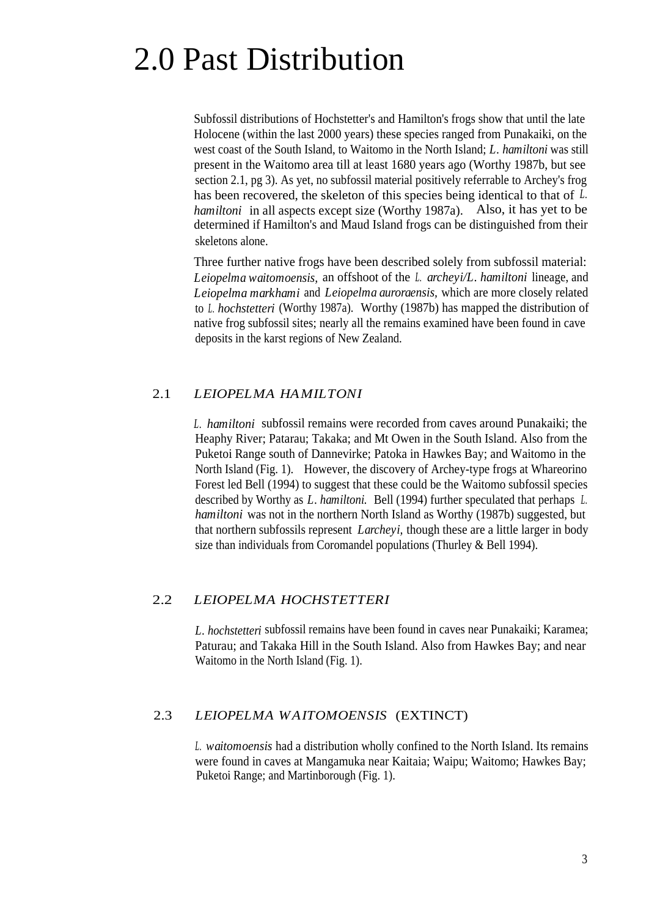# 2.0 Past Distribution

Subfossil distributions of Hochstetter's and Hamilton's frogs show that until the late Holocene (within the last 2000 years) these species ranged from Punakaiki, on the west coast of the South Island, to Waitomo in the North Island; *L. hamiltoni* was still present in the Waitomo area till at least 1680 years ago (Worthy 1987b, but see section 2.1, pg 3). As yet, no subfossil material positively referrable to Archey's frog has been recovered, the skeleton of this species being identical to that of *L. hamiltoni* in all aspects except size (Worthy 1987a). Also, it has yet to be determined if Hamilton's and Maud Island frogs can be distinguished from their skeletons alone.

Three further native frogs have been described solely from subfossil material: *Leiopelma waitomoensis,* an offshoot of the *L. archeyi/L. hamiltoni* lineage, and *Leiopelma markhami* and *Leiopelma auroraensis,* which are more closely related to *L. hochstetteri* (Worthy 1987a). Worthy (1987b) has mapped the distribution of native frog subfossil sites; nearly all the remains examined have been found in cave deposits in the karst regions of New Zealand.

## 2.1 *LEIOPELMA HAMILTONI*

*L. hamiltoni* subfossil remains were recorded from caves around Punakaiki; the Heaphy River; Patarau; Takaka; and Mt Owen in the South Island. Also from the Puketoi Range south of Dannevirke; Patoka in Hawkes Bay; and Waitomo in the North Island (Fig. 1). However, the discovery of Archey-type frogs at Whareorino Forest led Bell (1994) to suggest that these could be the Waitomo subfossil species described by Worthy as *L. hamiltoni.* Bell (1994) further speculated that perhaps *L. hamiltoni* was not in the northern North Island as Worthy (1987b) suggested, but that northern subfossils represent *Larcheyi,* though these are a little larger in body size than individuals from Coromandel populations (Thurley & Bell 1994).

## 2.2 *LEIOPELMA HOCHSTETTERI*

*L. hochstetteri* subfossil remains have been found in caves near Punakaiki; Karamea; Paturau; and Takaka Hill in the South Island. Also from Hawkes Bay; and near Waitomo in the North Island (Fig. 1).

## 2.3 *LEIOPELMA WAITOMOENSIS* (EXTINCT)

*L. waitomoensis* had a distribution wholly confined to the North Island. Its remains were found in caves at Mangamuka near Kaitaia; Waipu; Waitomo; Hawkes Bay; Puketoi Range; and Martinborough (Fig. 1).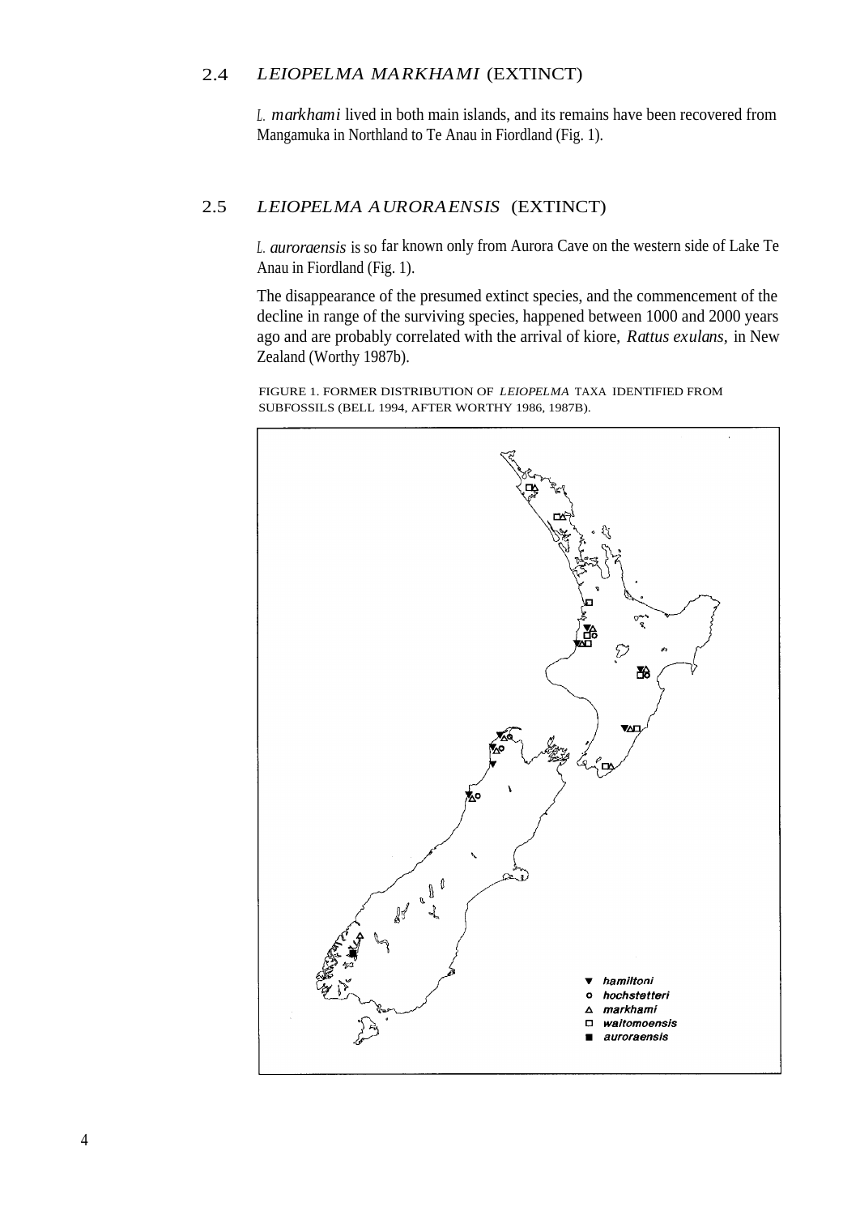## 2.4 *LEIOPELMA MARKHAMI* (EXTINCT)

*L. markhami* lived in both main islands, and its remains have been recovered from Mangamuka in Northland to Te Anau in Fiordland (Fig. 1).

## 2.5 *LEIOPELMA AURORAENSIS* (EXTINCT)

*L. auroraensis* is so far known only from Aurora Cave on the western side of Lake Te Anau in Fiordland (Fig. 1).

The disappearance of the presumed extinct species, and the commencement of the decline in range of the surviving species, happened between 1000 and 2000 years ago and are probably correlated with the arrival of kiore, *Rattus exulans*, in New Zealand (Worthy 1987b).

FIGURE 1. FORMER DISTRIBUTION OF *LEIOPELMA* TAXA IDENTIFIED FROM SUBFOSSILS (BELL 1994, AFTER WORTHY 1986, 1987B).

▼ *hamiltoni*
○ *hochstetteri*
△ *markhami*
□ *waitomoensis*
■ *auroraensis*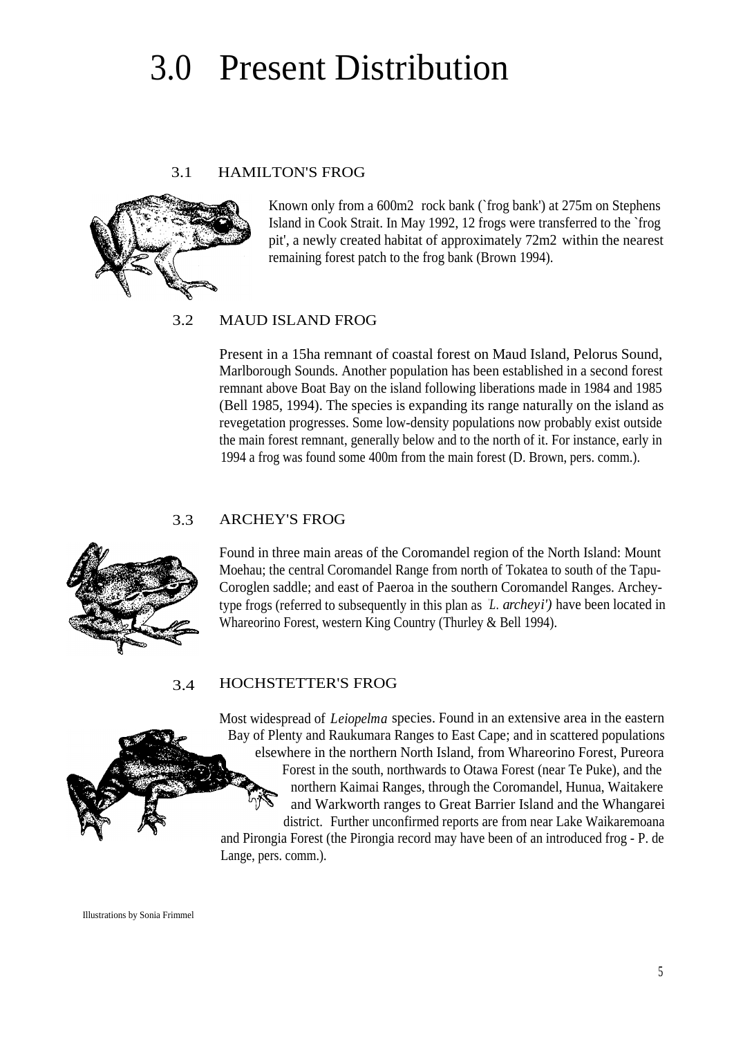# 3.0 Present Distribution

## 3.1 HAMILTON'S FROG

Known only from a 600m2 rock bank (`frog bank') at 275m on Stephens Island in Cook Strait. In May 1992, 12 frogs were transferred to the `frog pit', a newly created habitat of approximately 72m2 within the nearest remaining forest patch to the frog bank (Brown 1994).

## 3.2 MAUD ISLAND FROG

Present in a 15ha remnant of coastal forest on Maud Island, Pelorus Sound, Marlborough Sounds. Another population has been established in a second forest remnant above Boat Bay on the island following liberations made in 1984 and 1985 (Bell 1985, 1994). The species is expanding its range naturally on the island as revegetation progresses. Some low-density populations now probably exist outside the main forest remnant, generally below and to the north of it. For instance, early in 1994 a frog was found some 400m from the main forest (D. Brown, pers. comm.).

## 3.3 ARCHEY'S FROG

Found in three main areas of the Coromandel region of the North Island: Mount Moehau; the central Coromandel Range from north of Tokatea to south of the Tapu-Coroglen saddle; and east of Paeroa in the southern Coromandel Ranges. Archey-type frogs (referred to subsequently in this plan as '*L. archeyi'*) have been located in Whareorino Forest, western King Country (Thurley & Bell 1994).

## 3.4 HOCHSTETTER'S FROG

Most widespread of *Leiopelma* species. Found in an extensive area in the eastern Bay of Plenty and Raukumara Ranges to East Cape; and in scattered populations elsewhere in the northern North Island, from Whareorino Forest, Pureora Forest in the south, northwards to Otawa Forest (near Te Puke), and the northern Kaimai Ranges, through the Coromandel, Hunua, Waitakere and Warkworth ranges to Great Barrier Island and the Whangarei district. Further unconfirmed reports are from near Lake Waikaremoana and Pirongia Forest (the Pirongia record may have been of an introduced frog - P. de Lange, pers. comm.).

Illustrations by Sonia Frimmel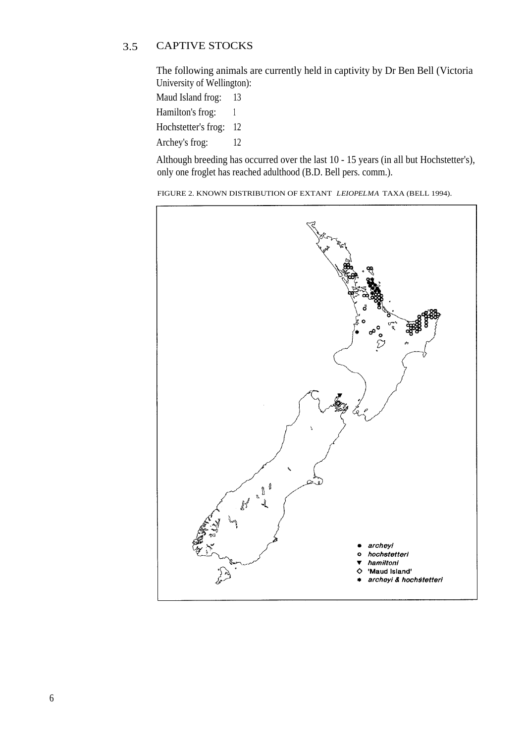## 3.5 CAPTIVE STOCKS

The following animals are currently held in captivity by Dr Ben Bell (Victoria University of Wellington):

Maud Island frog: 13

Hamilton's frog: 1

Hochstetter's frog: 12

Archey's frog: 12

Although breeding has occurred over the last 10 - 15 years (in all but Hochstetter's), only one froglet has reached adulthood (B.D. Bell pers. comm.).

FIGURE 2. KNOWN DISTRIBUTION OF EXTANT *LEIOPELMA* TAXA (BELL 1994).

- ● *archeyi*
- ○ *hochstetteri*
- ▼ *hamiltoni*
- ◇ 'Maud Island'
- ✱ *archeyi & hochstetteri*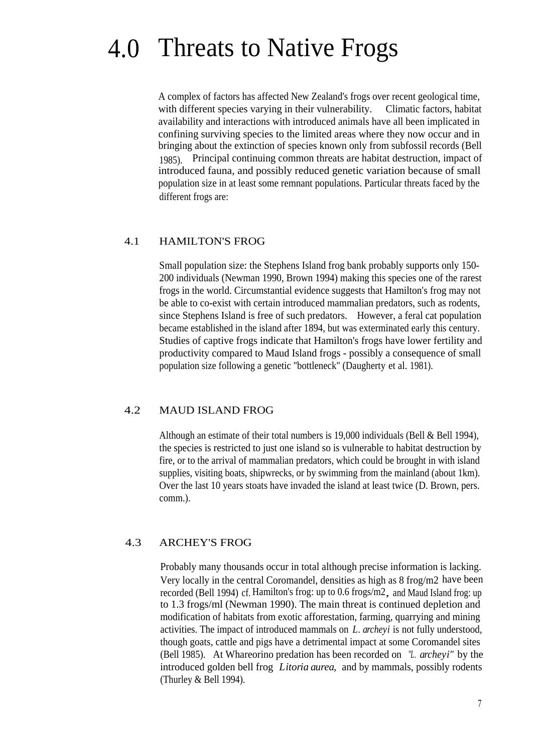# 4.0 Threats to Native Frogs

A complex of factors has affected New Zealand's frogs over recent geological time, with different species varying in their vulnerability. Climatic factors, habitat availability and interactions with introduced animals have all been implicated in confining surviving species to the limited areas where they now occur and in bringing about the extinction of species known only from subfossil records (Bell 1985). Principal continuing common threats are habitat destruction, impact of introduced fauna, and possibly reduced genetic variation because of small population size in at least some remnant populations. Particular threats faced by the different frogs are:

## 4.1 HAMILTON'S FROG

Small population size: the Stephens Island frog bank probably supports only 150-200 individuals (Newman 1990, Brown 1994) making this species one of the rarest frogs in the world. Circumstantial evidence suggests that Hamilton's frog may not be able to co-exist with certain introduced mammalian predators, such as rodents, since Stephens Island is free of such predators. However, a feral cat population became established in the island after 1894, but was exterminated early this century. Studies of captive frogs indicate that Hamilton's frogs have lower fertility and productivity compared to Maud Island frogs - possibly a consequence of small population size following a genetic "bottleneck" (Daugherty et al. 1981).

## 4.2 MAUD ISLAND FROG

Although an estimate of their total numbers is 19,000 individuals (Bell & Bell 1994), the species is restricted to just one island so is vulnerable to habitat destruction by fire, or to the arrival of mammalian predators, which could be brought in with island supplies, visiting boats, shipwrecks, or by swimming from the mainland (about 1km). Over the last 10 years stoats have invaded the island at least twice (D. Brown, pers. comm.).

## 4.3 ARCHEY'S FROG

Probably many thousands occur in total although precise information is lacking. Very locally in the central Coromandel, densities as high as 8 frog/m2 have been recorded (Bell 1994) cf. Hamilton's frog: up to 0.6 frogs/m2, and Maud Island frog: up to 1.3 frogs/ml (Newman 1990). The main threat is continued depletion and modification of habitats from exotic afforestation, farming, quarrying and mining activities. The impact of introduced mammals on *L. archeyi* is not fully understood, though goats, cattle and pigs have a detrimental impact at some Coromandel sites (Bell 1985). At Whareorino predation has been recorded on "*L. archeyi*" by the introduced golden bell frog *Litoria aurea*, and by mammals, possibly rodents (Thurley & Bell 1994).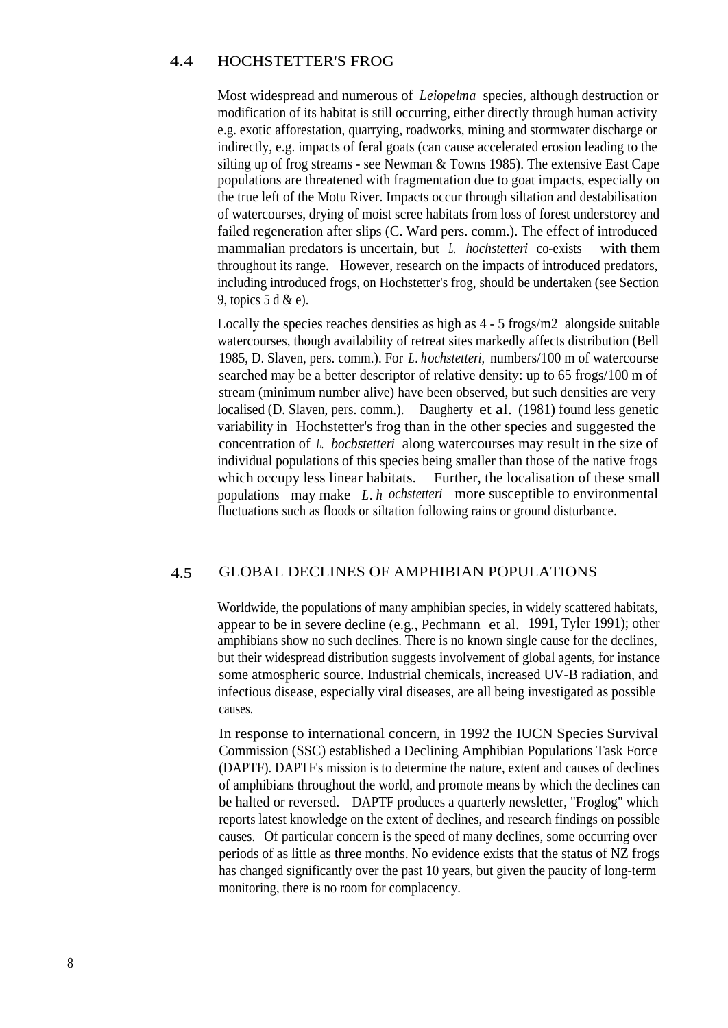## 4.4 HOCHSTETTER'S FROG

Most widespread and numerous of *Leiopelma* species, although destruction or modification of its habitat is still occurring, either directly through human activity e.g. exotic afforestation, quarrying, roadworks, mining and stormwater discharge or indirectly, e.g. impacts of feral goats (can cause accelerated erosion leading to the silting up of frog streams - see Newman & Towns 1985). The extensive East Cape populations are threatened with fragmentation due to goat impacts, especially on the true left of the Motu River. Impacts occur through siltation and destabilisation of watercourses, drying of moist scree habitats from loss of forest understorey and failed regeneration after slips (C. Ward pers. comm.). The effect of introduced mammalian predators is uncertain, but *L. hochstetteri* co-exists with them throughout its range. However, research on the impacts of introduced predators, including introduced frogs, on Hochstetter's frog, should be undertaken (see Section 9, topics 5 d & e).

Locally the species reaches densities as high as 4 - 5 frogs/m2 alongside suitable watercourses, though availability of retreat sites markedly affects distribution (Bell 1985, D. Slaven, pers. comm.). For *L. hochstetteri,* numbers/100 m of watercourse searched may be a better descriptor of relative density: up to 65 frogs/100 m of stream (minimum number alive) have been observed, but such densities are very localised (D. Slaven, pers. comm.). Daugherty et al. (1981) found less genetic variability in Hochstetter's frog than in the other species and suggested the concentration of *L. bocbstetteri* along watercourses may result in the size of individual populations of this species being smaller than those of the native frogs which occupy less linear habitats. Further, the localisation of these small populations may make *L. hochstetteri* more susceptible to environmental fluctuations such as floods or siltation following rains or ground disturbance.

## 4.5 GLOBAL DECLINES OF AMPHIBIAN POPULATIONS

Worldwide, the populations of many amphibian species, in widely scattered habitats, appear to be in severe decline (e.g., Pechmann et al. 1991, Tyler 1991); other amphibians show no such declines. There is no known single cause for the declines, but their widespread distribution suggests involvement of global agents, for instance some atmospheric source. Industrial chemicals, increased UV-B radiation, and infectious disease, especially viral diseases, are all being investigated as possible causes.

In response to international concern, in 1992 the IUCN Species Survival Commission (SSC) established a Declining Amphibian Populations Task Force (DAPTF). DAPTF's mission is to determine the nature, extent and causes of declines of amphibians throughout the world, and promote means by which the declines can be halted or reversed. DAPTF produces a quarterly newsletter, "Froglog" which reports latest knowledge on the extent of declines, and research findings on possible causes. Of particular concern is the speed of many declines, some occurring over periods of as little as three months. No evidence exists that the status of NZ frogs has changed significantly over the past 10 years, but given the paucity of long-term monitoring, there is no room for complacency.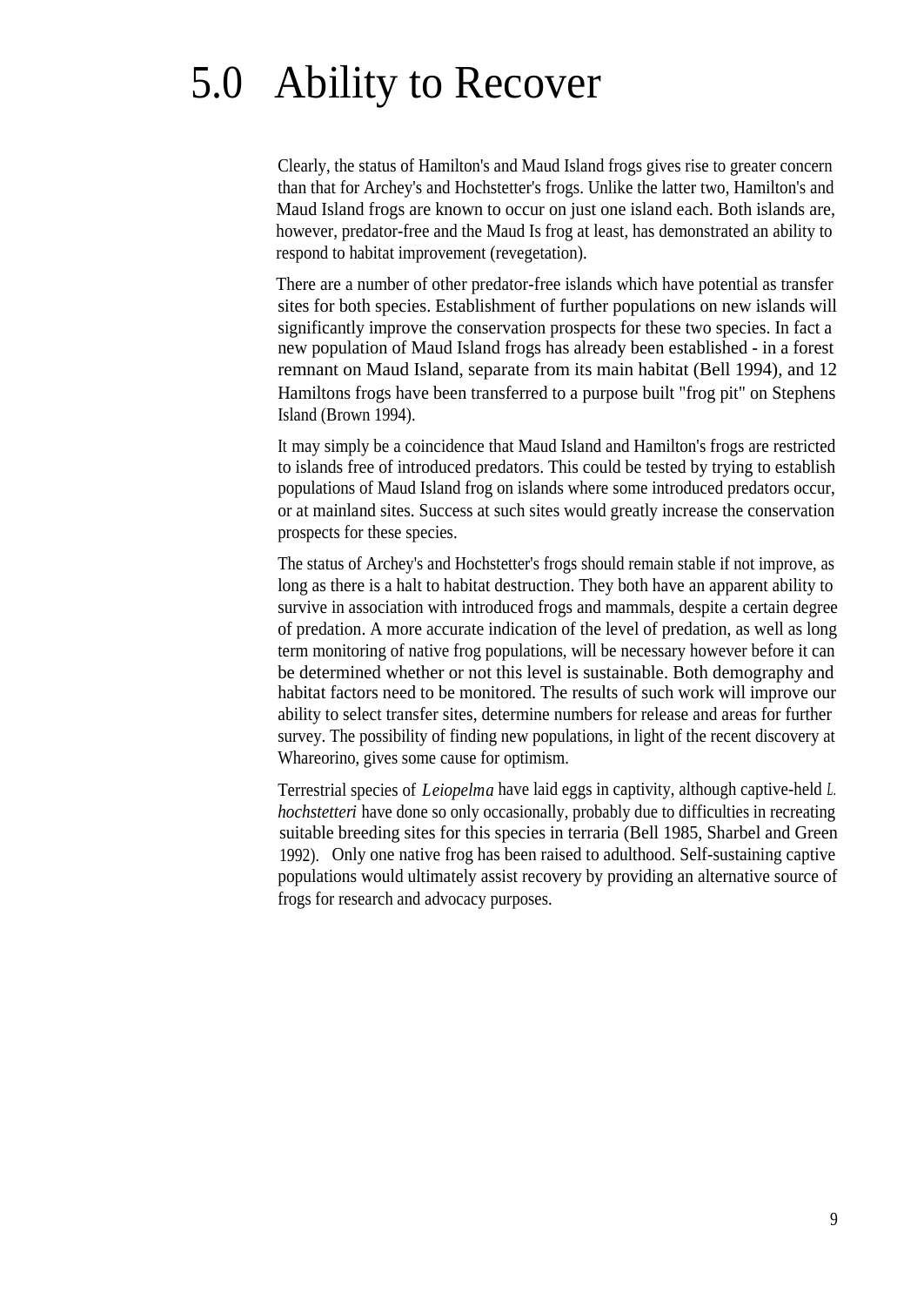# 5.0 Ability to Recover

Clearly, the status of Hamilton's and Maud Island frogs gives rise to greater concern than that for Archey's and Hochstetter's frogs. Unlike the latter two, Hamilton's and Maud Island frogs are known to occur on just one island each. Both islands are, however, predator-free and the Maud Is frog at least, has demonstrated an ability to respond to habitat improvement (revegetation).

There are a number of other predator-free islands which have potential as transfer sites for both species. Establishment of further populations on new islands will significantly improve the conservation prospects for these two species. In fact a new population of Maud Island frogs has already been established - in a forest remnant on Maud Island, separate from its main habitat (Bell 1994), and 12 Hamiltons frogs have been transferred to a purpose built "frog pit" on Stephens Island (Brown 1994).

It may simply be a coincidence that Maud Island and Hamilton's frogs are restricted to islands free of introduced predators. This could be tested by trying to establish populations of Maud Island frog on islands where some introduced predators occur, or at mainland sites. Success at such sites would greatly increase the conservation prospects for these species.

The status of Archey's and Hochstetter's frogs should remain stable if not improve, as long as there is a halt to habitat destruction. They both have an apparent ability to survive in association with introduced frogs and mammals, despite a certain degree of predation. A more accurate indication of the level of predation, as well as long term monitoring of native frog populations, will be necessary however before it can be determined whether or not this level is sustainable. Both demography and habitat factors need to be monitored. The results of such work will improve our ability to select transfer sites, determine numbers for release and areas for further survey. The possibility of finding new populations, in light of the recent discovery at Whareorino, gives some cause for optimism.

Terrestrial species of *Leiopelma* have laid eggs in captivity, although captive-held *L. hochstetteri* have done so only occasionally, probably due to difficulties in recreating suitable breeding sites for this species in terraria (Bell 1985, Sharbel and Green 1992). Only one native frog has been raised to adulthood. Self-sustaining captive populations would ultimately assist recovery by providing an alternative source of frogs for research and advocacy purposes.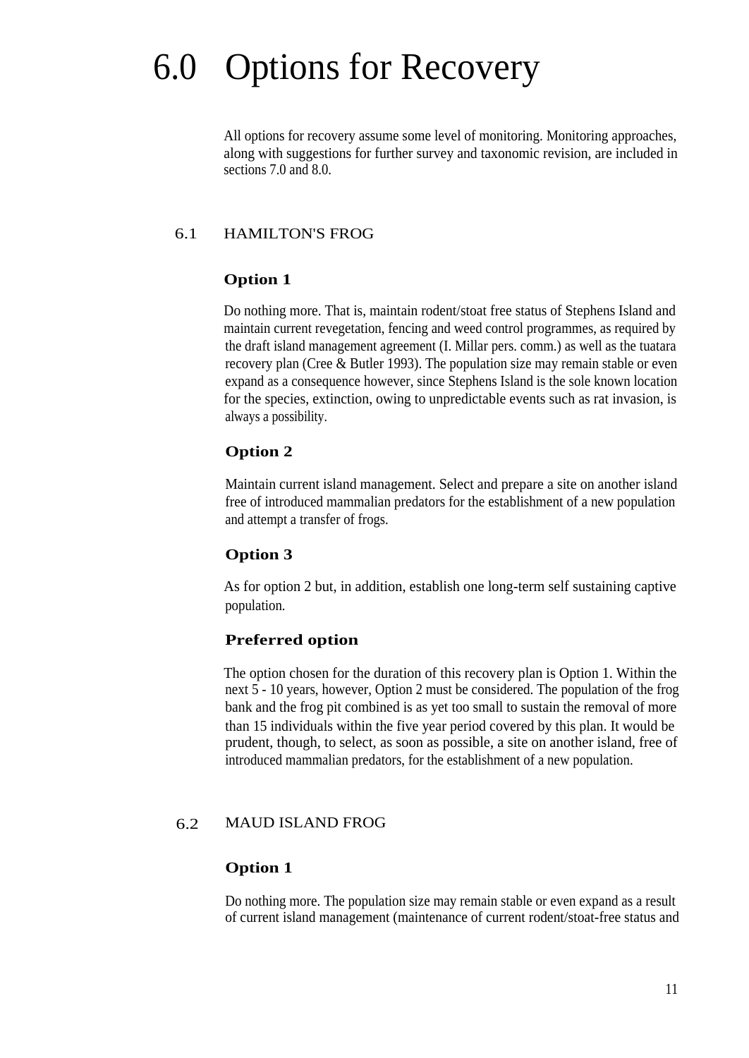# 6.0 Options for Recovery

All options for recovery assume some level of monitoring. Monitoring approaches, along with suggestions for further survey and taxonomic revision, are included in sections 7.0 and 8.0.

## 6.1 HAMILTON'S FROG

**Option 1**

Do nothing more. That is, maintain rodent/stoat free status of Stephens Island and maintain current revegetation, fencing and weed control programmes, as required by the draft island management agreement (I. Millar pers. comm.) as well as the tuatara recovery plan (Cree & Butler 1993). The population size may remain stable or even expand as a consequence however, since Stephens Island is the sole known location for the species, extinction, owing to unpredictable events such as rat invasion, is always a possibility.

**Option 2**

Maintain current island management. Select and prepare a site on another island free of introduced mammalian predators for the establishment of a new population and attempt a transfer of frogs.

**Option 3**

As for option 2 but, in addition, establish one long-term self sustaining captive population.

**Preferred option**

The option chosen for the duration of this recovery plan is Option 1. Within the next 5 - 10 years, however, Option 2 must be considered. The population of the frog bank and the frog pit combined is as yet too small to sustain the removal of more than 15 individuals within the five year period covered by this plan. It would be prudent, though, to select, as soon as possible, a site on another island, free of introduced mammalian predators, for the establishment of a new population.

## 6.2 MAUD ISLAND FROG

**Option 1**

Do nothing more. The population size may remain stable or even expand as a result of current island management (maintenance of current rodent/stoat-free status and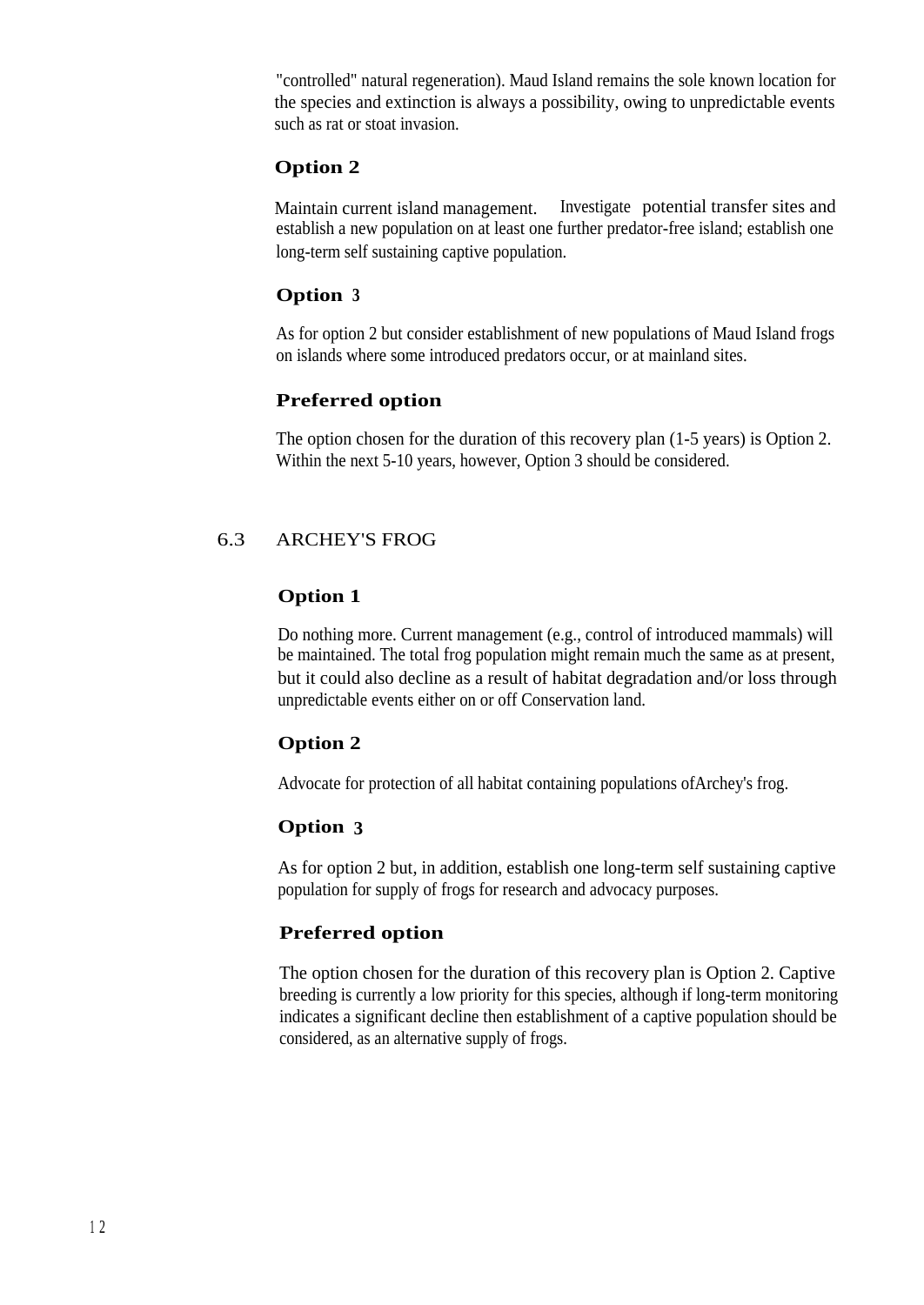"controlled" natural regeneration). Maud Island remains the sole known location for the species and extinction is always a possibility, owing to unpredictable events such as rat or stoat invasion.

**Option 2**

Maintain current island management. Investigate potential transfer sites and establish a new population on at least one further predator-free island; establish one long-term self sustaining captive population.

**Option 3**

As for option 2 but consider establishment of new populations of Maud Island frogs on islands where some introduced predators occur, or at mainland sites.

**Preferred option**

The option chosen for the duration of this recovery plan (1-5 years) is Option 2. Within the next 5-10 years, however, Option 3 should be considered.

## 6.3 ARCHEY'S FROG

**Option 1**

Do nothing more. Current management (e.g., control of introduced mammals) will be maintained. The total frog population might remain much the same as at present, but it could also decline as a result of habitat degradation and/or loss through unpredictable events either on or off Conservation land.

**Option 2**

Advocate for protection of all habitat containing populations ofArchey's frog.

**Option 3**

As for option 2 but, in addition, establish one long-term self sustaining captive population for supply of frogs for research and advocacy purposes.

**Preferred option**

The option chosen for the duration of this recovery plan is Option 2. Captive breeding is currently a low priority for this species, although if long-term monitoring indicates a significant decline then establishment of a captive population should be considered, as an alternative supply of frogs.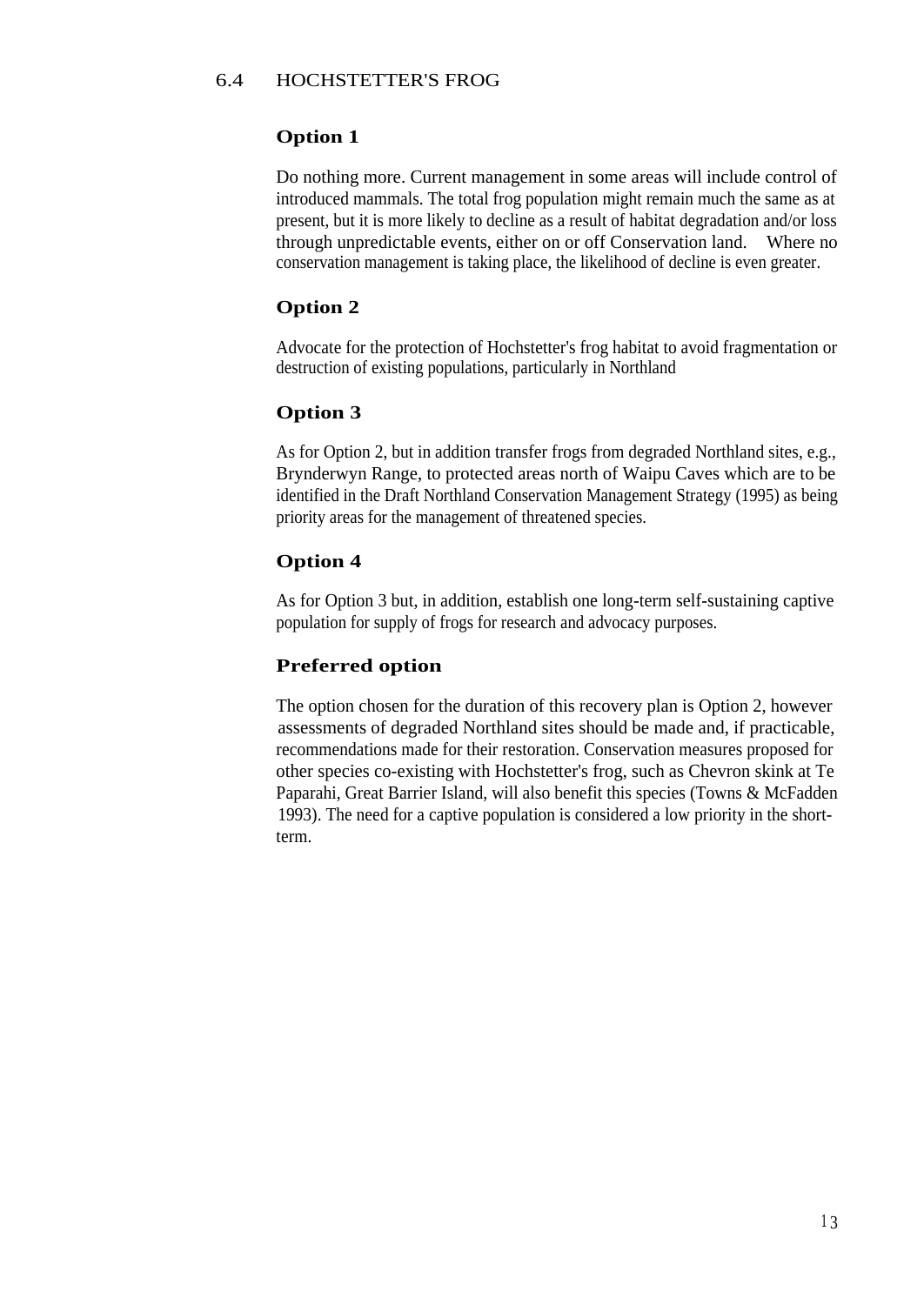## 6.4 HOCHSTETTER'S FROG

### Option 1

Do nothing more. Current management in some areas will include control of introduced mammals. The total frog population might remain much the same as at present, but it is more likely to decline as a result of habitat degradation and/or loss through unpredictable events, either on or off Conservation land. Where no conservation management is taking place, the likelihood of decline is even greater.

### Option 2

Advocate for the protection of Hochstetter's frog habitat to avoid fragmentation or destruction of existing populations, particularly in Northland

### Option 3

As for Option 2, but in addition transfer frogs from degraded Northland sites, e.g., Brynderwyn Range, to protected areas north of Waipu Caves which are to be identified in the Draft Northland Conservation Management Strategy (1995) as being priority areas for the management of threatened species.

### Option 4

As for Option 3 but, in addition, establish one long-term self-sustaining captive population for supply of frogs for research and advocacy purposes.

### Preferred option

The option chosen for the duration of this recovery plan is Option 2, however assessments of degraded Northland sites should be made and, if practicable, recommendations made for their restoration. Conservation measures proposed for other species co-existing with Hochstetter's frog, such as Chevron skink at Te Paparahi, Great Barrier Island, will also benefit this species (Towns & McFadden 1993). The need for a captive population is considered a low priority in the short-term.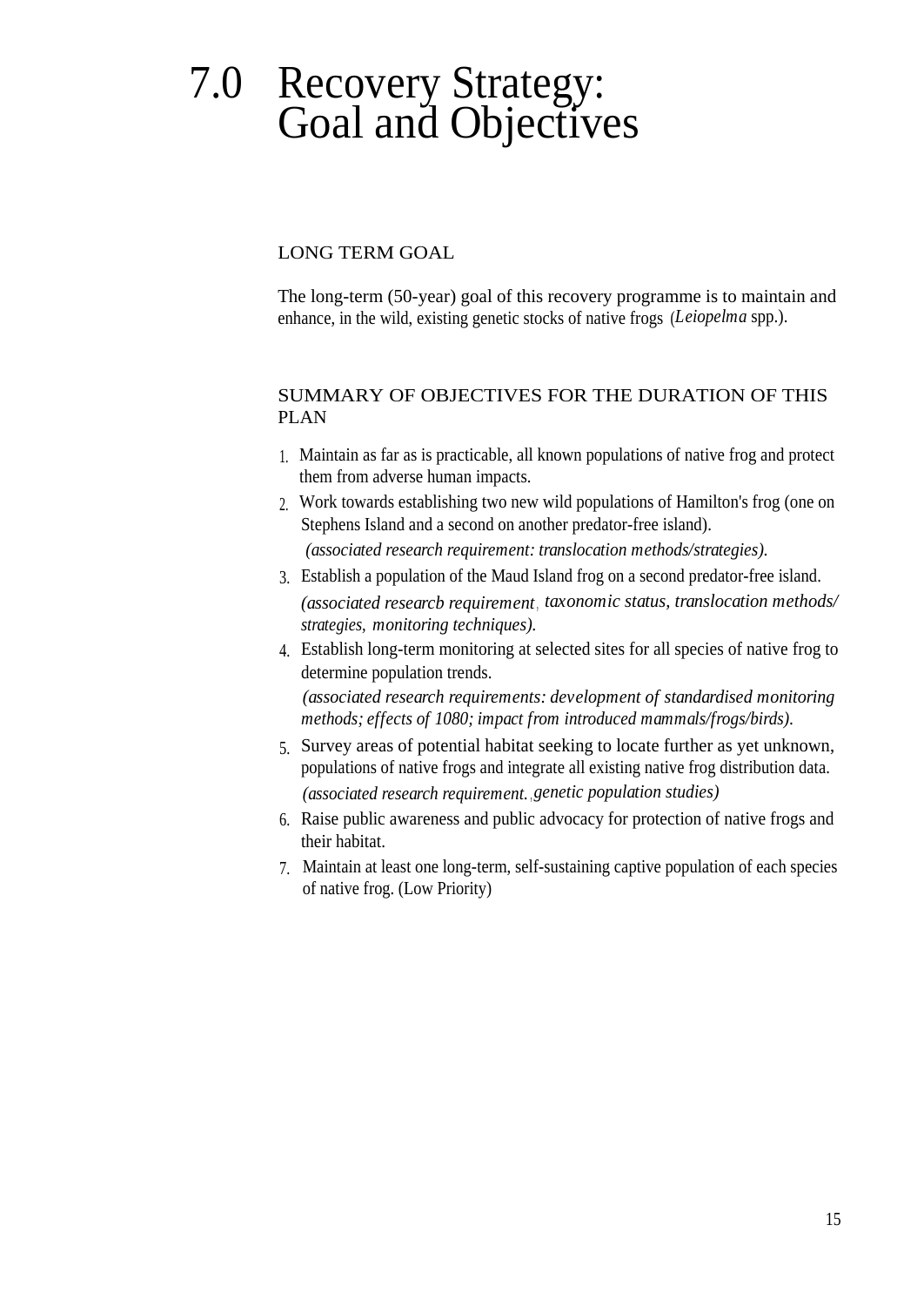# 7.0 Recovery Strategy: Goal and Objectives

## LONG TERM GOAL

The long-term (50-year) goal of this recovery programme is to maintain and enhance, in the wild, existing genetic stocks of native frogs (*Leiopelma* spp.).

## SUMMARY OF OBJECTIVES FOR THE DURATION OF THIS PLAN

1. Maintain as far as is practicable, all known populations of native frog and protect them from adverse human impacts.
2. Work towards establishing two new wild populations of Hamilton's frog (one on Stephens Island and a second on another predator-free island).
   *(associated research requirement: translocation methods/strategies).*
3. Establish a population of the Maud Island frog on a second predator-free island.
   *(associated researcb requirement, taxonomic status, translocation methods/ strategies, monitoring techniques).*
4. Establish long-term monitoring at selected sites for all species of native frog to determine population trends.
   *(associated research requirements: development of standardised monitoring methods; effects of 1080; impact from introduced mammals/frogs/birds).*
5. Survey areas of potential habitat seeking to locate further as yet unknown, populations of native frogs and integrate all existing native frog distribution data.
   *(associated research requirement., genetic population studies)*
6. Raise public awareness and public advocacy for protection of native frogs and their habitat.
7. Maintain at least one long-term, self-sustaining captive population of each species of native frog. (Low Priority)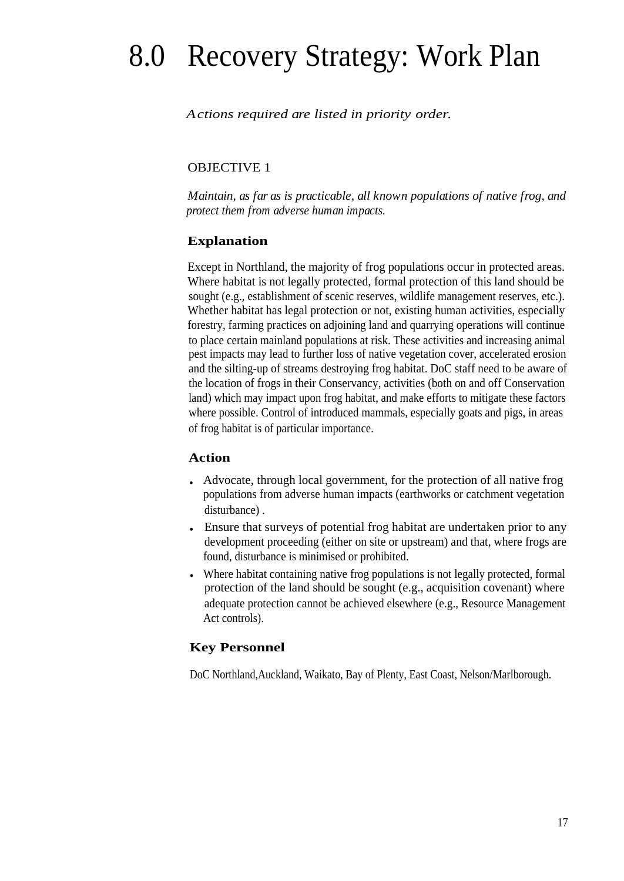# 8.0 Recovery Strategy: Work Plan

*Actions required are listed in priority order.*

OBJECTIVE 1

*Maintain, as far as is practicable, all known populations of native frog, and protect them from adverse human impacts.*

### Explanation

Except in Northland, the majority of frog populations occur in protected areas. Where habitat is not legally protected, formal protection of this land should be sought (e.g., establishment of scenic reserves, wildlife management reserves, etc.). Whether habitat has legal protection or not, existing human activities, especially forestry, farming practices on adjoining land and quarrying operations will continue to place certain mainland populations at risk. These activities and increasing animal pest impacts may lead to further loss of native vegetation cover, accelerated erosion and the silting-up of streams destroying frog habitat. DoC staff need to be aware of the location of frogs in their Conservancy, activities (both on and off Conservation land) which may impact upon frog habitat, and make efforts to mitigate these factors where possible. Control of introduced mammals, especially goats and pigs, in areas of frog habitat is of particular importance.

### Action

- Advocate, through local government, for the protection of all native frog populations from adverse human impacts (earthworks or catchment vegetation disturbance) .
- Ensure that surveys of potential frog habitat are undertaken prior to any development proceeding (either on site or upstream) and that, where frogs are found, disturbance is minimised or prohibited.
- Where habitat containing native frog populations is not legally protected, formal protection of the land should be sought (e.g., acquisition covenant) where adequate protection cannot be achieved elsewhere (e.g., Resource Management Act controls).

### Key Personnel

DoC Northland,Auckland, Waikato, Bay of Plenty, East Coast, Nelson/Marlborough.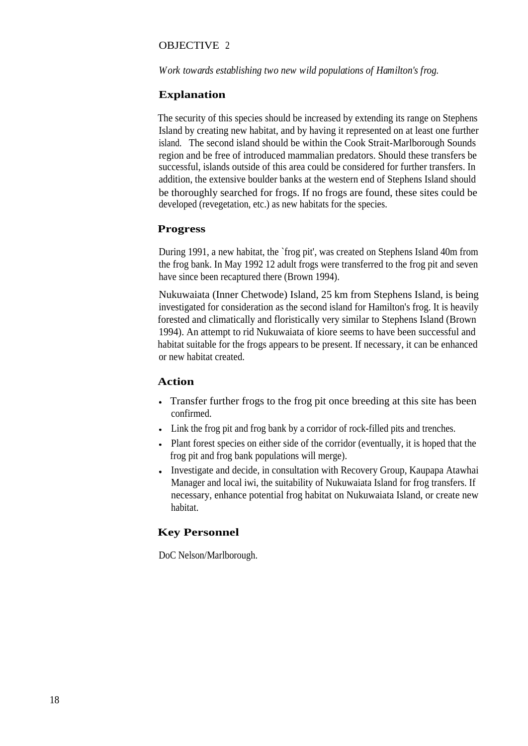## OBJECTIVE 2

*Work towards establishing two new wild populations of Hamilton's frog.*

### Explanation

The security of this species should be increased by extending its range on Stephens Island by creating new habitat, and by having it represented on at least one further island. The second island should be within the Cook Strait-Marlborough Sounds region and be free of introduced mammalian predators. Should these transfers be successful, islands outside of this area could be considered for further transfers. In addition, the extensive boulder banks at the western end of Stephens Island should be thoroughly searched for frogs. If no frogs are found, these sites could be developed (revegetation, etc.) as new habitats for the species.

### Progress

During 1991, a new habitat, the `frog pit', was created on Stephens Island 40m from the frog bank. In May 1992 12 adult frogs were transferred to the frog pit and seven have since been recaptured there (Brown 1994).

Nukuwaiata (Inner Chetwode) Island, 25 km from Stephens Island, is being investigated for consideration as the second island for Hamilton's frog. It is heavily forested and climatically and floristically very similar to Stephens Island (Brown 1994). An attempt to rid Nukuwaiata of kiore seems to have been successful and habitat suitable for the frogs appears to be present. If necessary, it can be enhanced or new habitat created.

### Action

- Transfer further frogs to the frog pit once breeding at this site has been confirmed.
- Link the frog pit and frog bank by a corridor of rock-filled pits and trenches.
- Plant forest species on either side of the corridor (eventually, it is hoped that the frog pit and frog bank populations will merge).
- Investigate and decide, in consultation with Recovery Group, Kaupapa Atawhai Manager and local iwi, the suitability of Nukuwaiata Island for frog transfers. If necessary, enhance potential frog habitat on Nukuwaiata Island, or create new habitat.

### Key Personnel

DoC Nelson/Marlborough.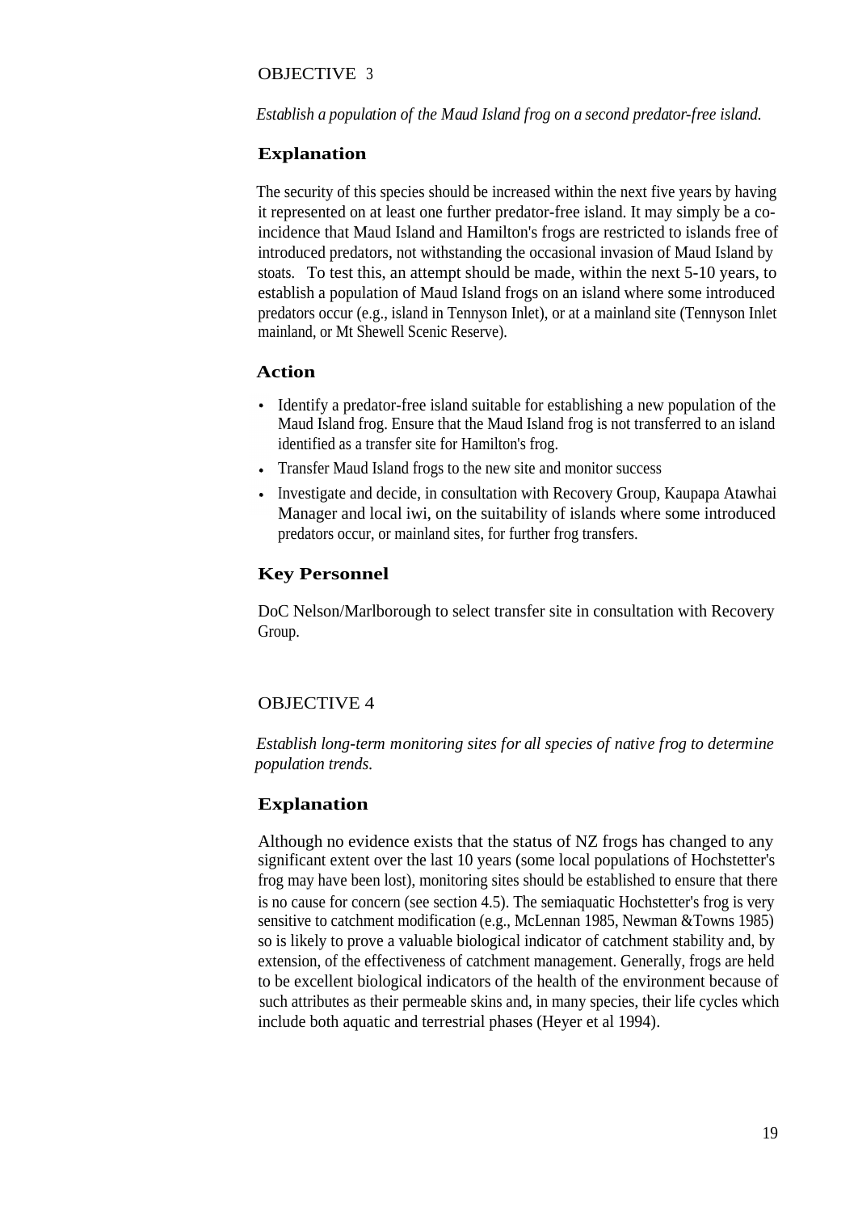OBJECTIVE 3

*Establish a population of the Maud Island frog on a second predator-free island.*

### Explanation

The security of this species should be increased within the next five years by having it represented on at least one further predator-free island. It may simply be a co-incidence that Maud Island and Hamilton's frogs are restricted to islands free of introduced predators, not withstanding the occasional invasion of Maud Island by stoats. To test this, an attempt should be made, within the next 5-10 years, to establish a population of Maud Island frogs on an island where some introduced predators occur (e.g., island in Tennyson Inlet), or at a mainland site (Tennyson Inlet mainland, or Mt Shewell Scenic Reserve).

### Action

- Identify a predator-free island suitable for establishing a new population of the Maud Island frog. Ensure that the Maud Island frog is not transferred to an island identified as a transfer site for Hamilton's frog.
- Transfer Maud Island frogs to the new site and monitor success
- Investigate and decide, in consultation with Recovery Group, Kaupapa Atawhai Manager and local iwi, on the suitability of islands where some introduced predators occur, or mainland sites, for further frog transfers.

### Key Personnel

DoC Nelson/Marlborough to select transfer site in consultation with Recovery Group.

OBJECTIVE 4

*Establish long-term monitoring sites for all species of native frog to determine population trends.*

### Explanation

Although no evidence exists that the status of NZ frogs has changed to any significant extent over the last 10 years (some local populations of Hochstetter's frog may have been lost), monitoring sites should be established to ensure that there is no cause for concern (see section 4.5). The semiaquatic Hochstetter's frog is very sensitive to catchment modification (e.g., McLennan 1985, Newman &Towns 1985) so is likely to prove a valuable biological indicator of catchment stability and, by extension, of the effectiveness of catchment management. Generally, frogs are held to be excellent biological indicators of the health of the environment because of such attributes as their permeable skins and, in many species, their life cycles which include both aquatic and terrestrial phases (Heyer et al 1994).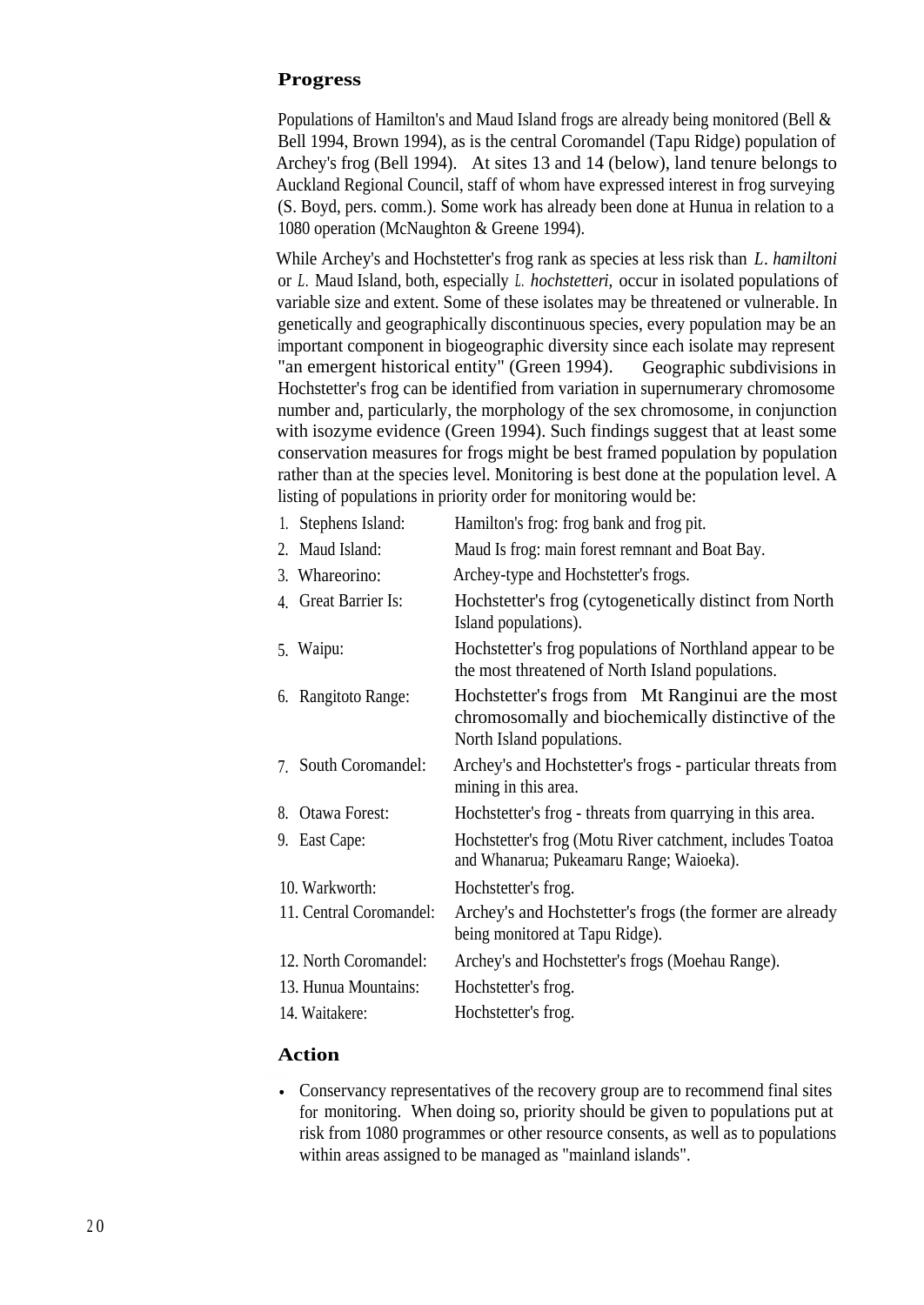## Progress

Populations of Hamilton's and Maud Island frogs are already being monitored (Bell & Bell 1994, Brown 1994), as is the central Coromandel (Tapu Ridge) population of Archey's frog (Bell 1994). At sites 13 and 14 (below), land tenure belongs to Auckland Regional Council, staff of whom have expressed interest in frog surveying (S. Boyd, pers. comm.). Some work has already been done at Hunua in relation to a 1080 operation (McNaughton & Greene 1994).

While Archey's and Hochstetter's frog rank as species at less risk than *L. hamiltoni* or *L.* Maud Island, both, especially *L. hochstetteri,* occur in isolated populations of variable size and extent. Some of these isolates may be threatened or vulnerable. In genetically and geographically discontinuous species, every population may be an important component in biogeographic diversity since each isolate may represent "an emergent historical entity" (Green 1994). Geographic subdivisions in Hochstetter's frog can be identified from variation in supernumerary chromosome number and, particularly, the morphology of the sex chromosome, in conjunction with isozyme evidence (Green 1994). Such findings suggest that at least some conservation measures for frogs might be best framed population by population rather than at the species level. Monitoring is best done at the population level. A listing of populations in priority order for monitoring would be:

1. Stephens Island: Hamilton's frog: frog bank and frog pit.
2. Maud Island: Maud Is frog: main forest remnant and Boat Bay.
3. Whareorino: Archey-type and Hochstetter's frogs.
4. Great Barrier Is: Hochstetter's frog (cytogenetically distinct from North Island populations).
5. Waipu: Hochstetter's frog populations of Northland appear to be the most threatened of North Island populations.
6. Rangitoto Range: Hochstetter's frogs from Mt Ranginui are the most chromosomally and biochemically distinctive of the North Island populations.
7. South Coromandel: Archey's and Hochstetter's frogs - particular threats from mining in this area.
8. Otawa Forest: Hochstetter's frog - threats from quarrying in this area.
9. East Cape: Hochstetter's frog (Motu River catchment, includes Toatoa and Whanarua; Pukeamaru Range; Waioeka).
10. Warkworth: Hochstetter's frog.
11. Central Coromandel: Archey's and Hochstetter's frogs (the former are already being monitored at Tapu Ridge).
12. North Coromandel: Archey's and Hochstetter's frogs (Moehau Range).
13. Hunua Mountains: Hochstetter's frog.
14. Waitakere: Hochstetter's frog.

## Action

- Conservancy representatives of the recovery group are to recommend final sites for monitoring. When doing so, priority should be given to populations put at risk from 1080 programmes or other resource consents, as well as to populations within areas assigned to be managed as "mainland islands".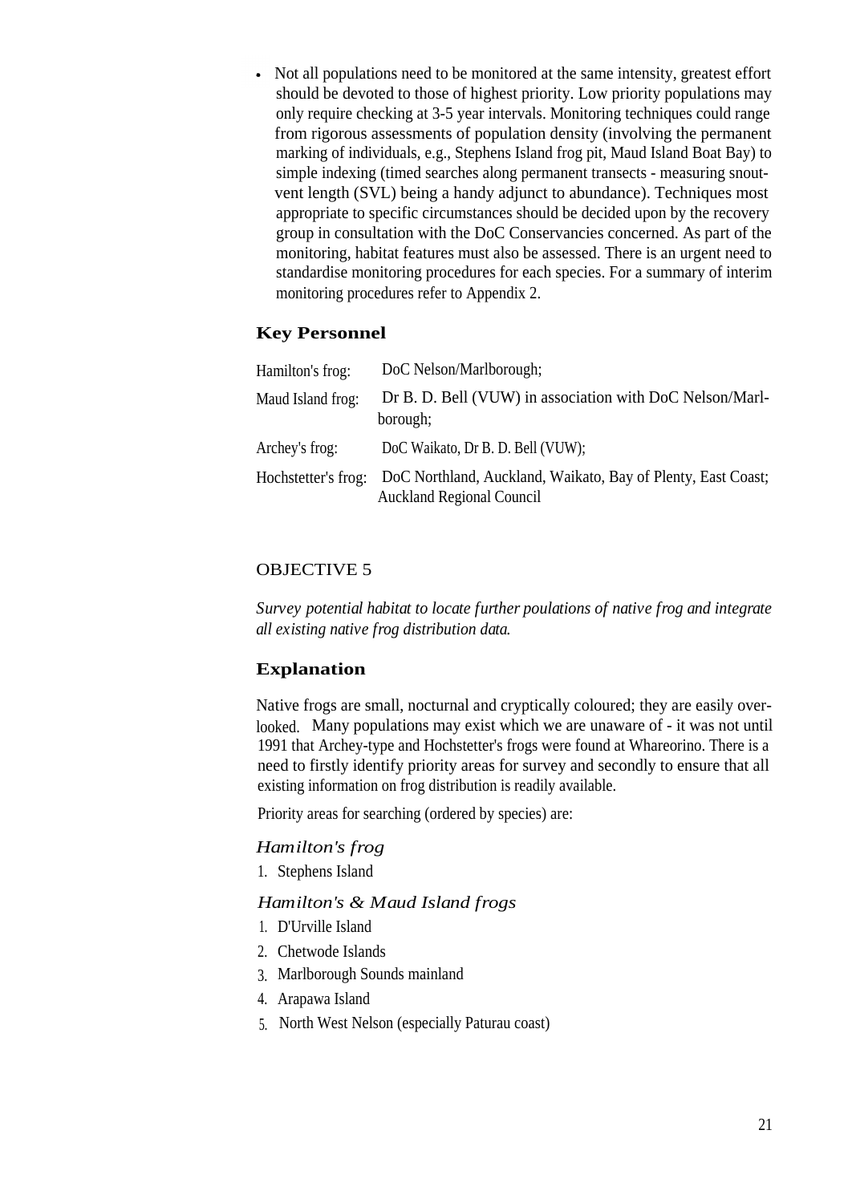- Not all populations need to be monitored at the same intensity, greatest effort should be devoted to those of highest priority. Low priority populations may only require checking at 3-5 year intervals. Monitoring techniques could range from rigorous assessments of population density (involving the permanent marking of individuals, e.g., Stephens Island frog pit, Maud Island Boat Bay) to simple indexing (timed searches along permanent transects - measuring snout-vent length (SVL) being a handy adjunct to abundance). Techniques most appropriate to specific circumstances should be decided upon by the recovery group in consultation with the DoC Conservancies concerned. As part of the monitoring, habitat features must also be assessed. There is an urgent need to standardise monitoring procedures for each species. For a summary of interim monitoring procedures refer to Appendix 2.

## Key Personnel

| | |
|---|---|
| Hamilton's frog: | DoC Nelson/Marlborough; |
| Maud Island frog: | Dr B. D. Bell (VUW) in association with DoC Nelson/Marlborough; |
| Archey's frog: | DoC Waikato, Dr B. D. Bell (VUW); |
| Hochstetter's frog: | DoC Northland, Auckland, Waikato, Bay of Plenty, East Coast; Auckland Regional Council |

## OBJECTIVE 5

*Survey potential habitat to locate further poulations of native frog and integrate all existing native frog distribution data.*

## Explanation

Native frogs are small, nocturnal and cryptically coloured; they are easily overlooked. Many populations may exist which we are unaware of - it was not until 1991 that Archey-type and Hochstetter's frogs were found at Whareorino. There is a need to firstly identify priority areas for survey and secondly to ensure that all existing information on frog distribution is readily available.

Priority areas for searching (ordered by species) are:

### *Hamilton's frog*

1. Stephens Island

### *Hamilton's & Maud Island frogs*

1. D'Urville Island
2. Chetwode Islands
3. Marlborough Sounds mainland
4. Arapawa Island
5. North West Nelson (especially Paturau coast)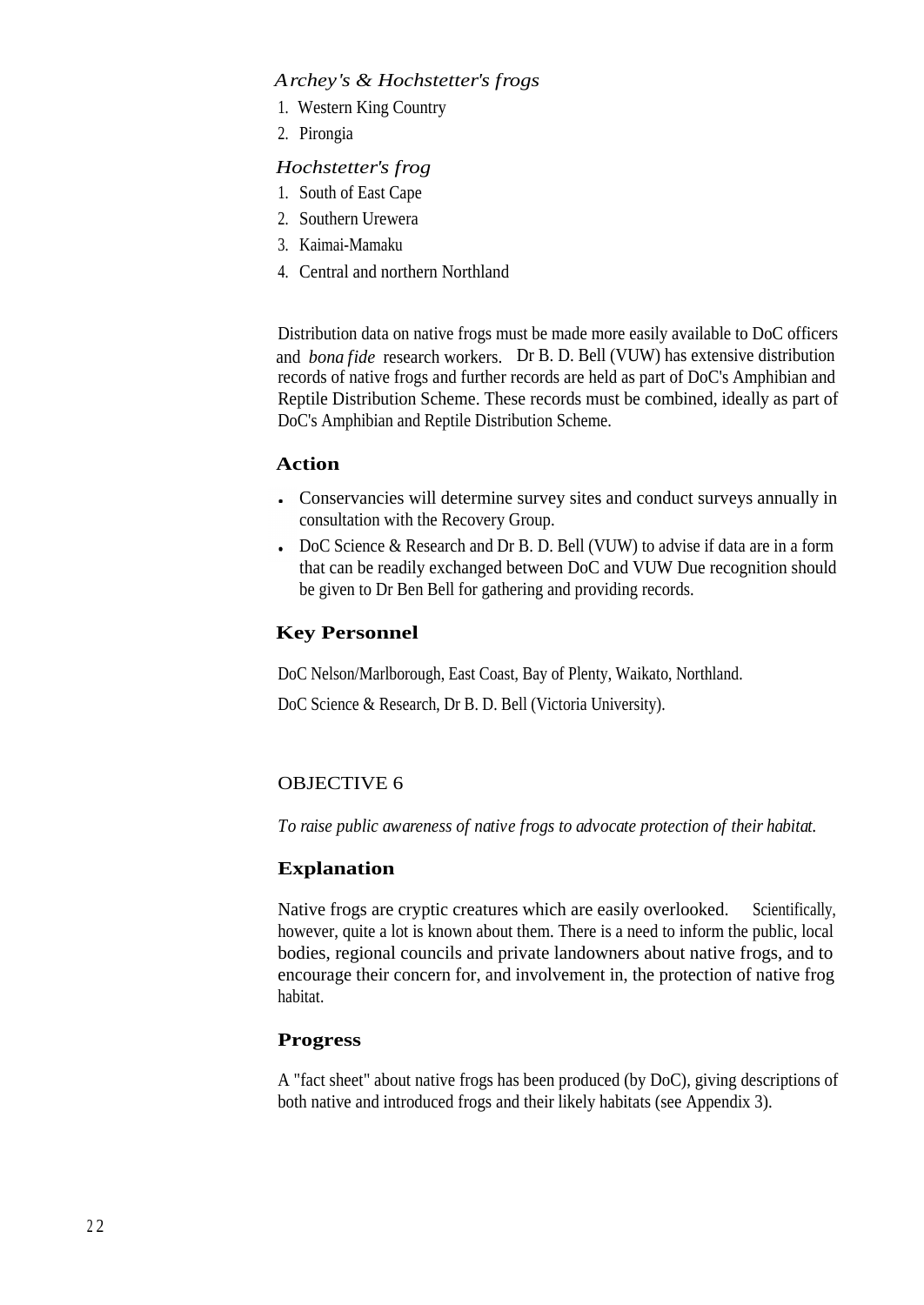*Archey's & Hochstetter's frogs*

1. Western King Country
2. Pirongia

*Hochstetter's frog*

1. South of East Cape
2. Southern Urewera
3. Kaimai-Mamaku
4. Central and northern Northland

Distribution data on native frogs must be made more easily available to DoC officers and *bona fide* research workers. Dr B. D. Bell (VUW) has extensive distribution records of native frogs and further records are held as part of DoC's Amphibian and Reptile Distribution Scheme. These records must be combined, ideally as part of DoC's Amphibian and Reptile Distribution Scheme.

### Action

- Conservancies will determine survey sites and conduct surveys annually in consultation with the Recovery Group.
- DoC Science & Research and Dr B. D. Bell (VUW) to advise if data are in a form that can be readily exchanged between DoC and VUW Due recognition should be given to Dr Ben Bell for gathering and providing records.

### Key Personnel

DoC Nelson/Marlborough, East Coast, Bay of Plenty, Waikato, Northland.

DoC Science & Research, Dr B. D. Bell (Victoria University).

## OBJECTIVE 6

*To raise public awareness of native frogs to advocate protection of their habitat.*

### Explanation

Native frogs are cryptic creatures which are easily overlooked. Scientifically, however, quite a lot is known about them. There is a need to inform the public, local bodies, regional councils and private landowners about native frogs, and to encourage their concern for, and involvement in, the protection of native frog habitat.

### Progress

A "fact sheet" about native frogs has been produced (by DoC), giving descriptions of both native and introduced frogs and their likely habitats (see Appendix 3).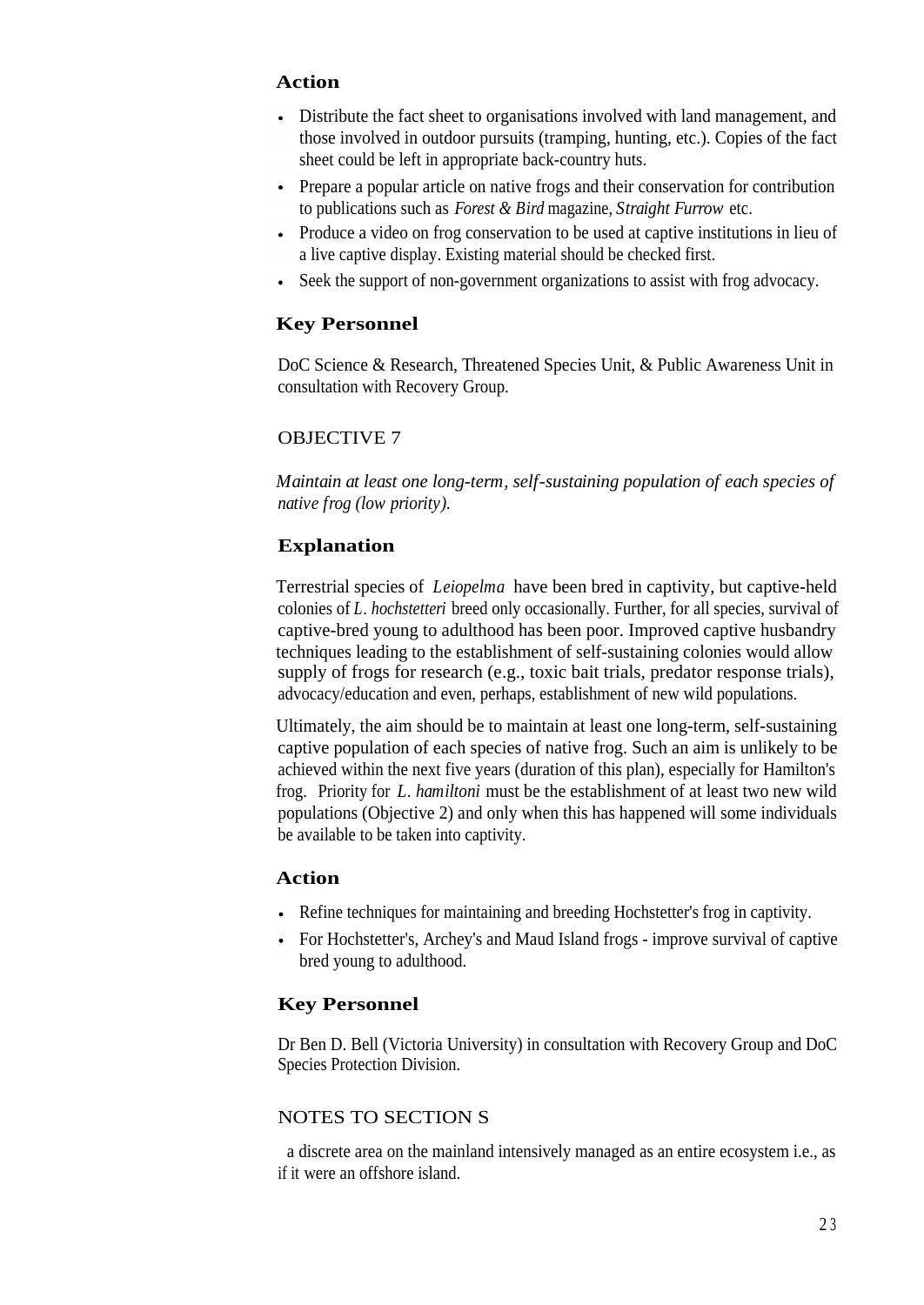### Action

- Distribute the fact sheet to organisations involved with land management, and those involved in outdoor pursuits (tramping, hunting, etc.). Copies of the fact sheet could be left in appropriate back-country huts.
- Prepare a popular article on native frogs and their conservation for contribution to publications such as *Forest & Bird* magazine, *Straight Furrow* etc.
- Produce a video on frog conservation to be used at captive institutions in lieu of a live captive display. Existing material should be checked first.
- Seek the support of non-government organizations to assist with frog advocacy.

### Key Personnel

DoC Science & Research, Threatened Species Unit, & Public Awareness Unit in consultation with Recovery Group.

## OBJECTIVE 7

*Maintain at least one long-term, self-sustaining population of each species of native frog (low priority).*

### Explanation

Terrestrial species of *Leiopelma* have been bred in captivity, but captive-held colonies of *L. hochstetteri* breed only occasionally. Further, for all species, survival of captive-bred young to adulthood has been poor. Improved captive husbandry techniques leading to the establishment of self-sustaining colonies would allow supply of frogs for research (e.g., toxic bait trials, predator response trials), advocacy/education and even, perhaps, establishment of new wild populations.

Ultimately, the aim should be to maintain at least one long-term, self-sustaining captive population of each species of native frog. Such an aim is unlikely to be achieved within the next five years (duration of this plan), especially for Hamilton's frog. Priority for *L. hamiltoni* must be the establishment of at least two new wild populations (Objective 2) and only when this has happened will some individuals be available to be taken into captivity.

### Action

- Refine techniques for maintaining and breeding Hochstetter's frog in captivity.
- For Hochstetter's, Archey's and Maud Island frogs - improve survival of captive bred young to adulthood.

### Key Personnel

Dr Ben D. Bell (Victoria University) in consultation with Recovery Group and DoC Species Protection Division.

## NOTES TO SECTION S

a discrete area on the mainland intensively managed as an entire ecosystem i.e., as if it were an offshore island.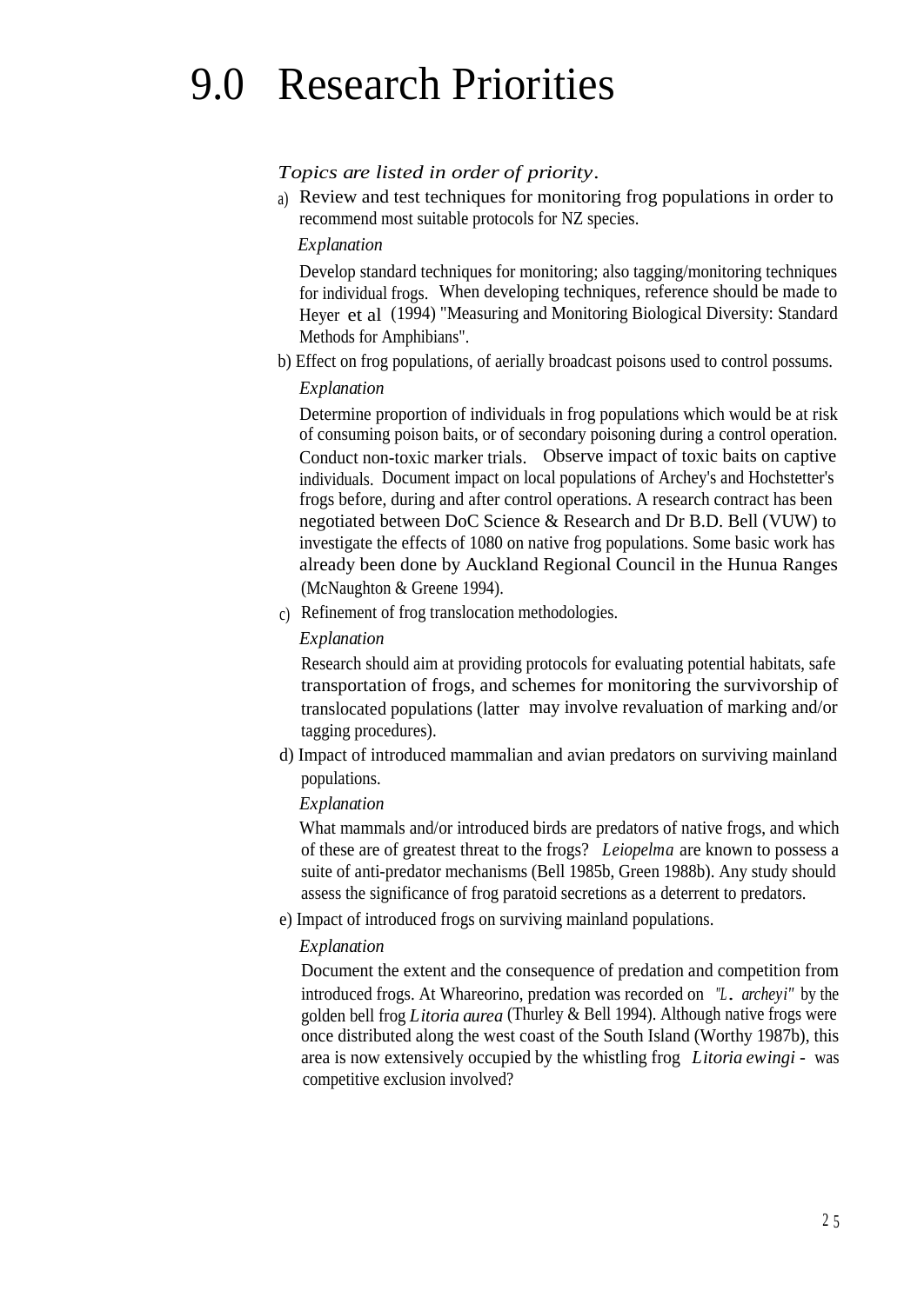# 9.0 Research Priorities

*Topics are listed in order of priority.*

a) Review and test techniques for monitoring frog populations in order to recommend most suitable protocols for NZ species.

*Explanation*

Develop standard techniques for monitoring; also tagging/monitoring techniques for individual frogs. When developing techniques, reference should be made to Heyer et al (1994) "Measuring and Monitoring Biological Diversity: Standard Methods for Amphibians".

b) Effect on frog populations, of aerially broadcast poisons used to control possums.

*Explanation*

Determine proportion of individuals in frog populations which would be at risk of consuming poison baits, or of secondary poisoning during a control operation. Conduct non-toxic marker trials. Observe impact of toxic baits on captive individuals. Document impact on local populations of Archey's and Hochstetter's frogs before, during and after control operations. A research contract has been negotiated between DoC Science & Research and Dr B.D. Bell (VUW) to investigate the effects of 1080 on native frog populations. Some basic work has already been done by Auckland Regional Council in the Hunua Ranges (McNaughton & Greene 1994).

c) Refinement of frog translocation methodologies.

*Explanation*

Research should aim at providing protocols for evaluating potential habitats, safe transportation of frogs, and schemes for monitoring the survivorship of translocated populations (latter may involve revaluation of marking and/or tagging procedures).

d) Impact of introduced mammalian and avian predators on surviving mainland populations.

*Explanation*

What mammals and/or introduced birds are predators of native frogs, and which of these are of greatest threat to the frogs? *Leiopelma* are known to possess a suite of anti-predator mechanisms (Bell 1985b, Green 1988b). Any study should assess the significance of frog paratoid secretions as a deterrent to predators.

e) Impact of introduced frogs on surviving mainland populations.

*Explanation*

Document the extent and the consequence of predation and competition from introduced frogs. At Whareorino, predation was recorded on *"L. archeyi"* by the golden bell frog *Litoria aurea* (Thurley & Bell 1994). Although native frogs were once distributed along the west coast of the South Island (Worthy 1987b), this area is now extensively occupied by the whistling frog *Litoria ewingi* - was competitive exclusion involved?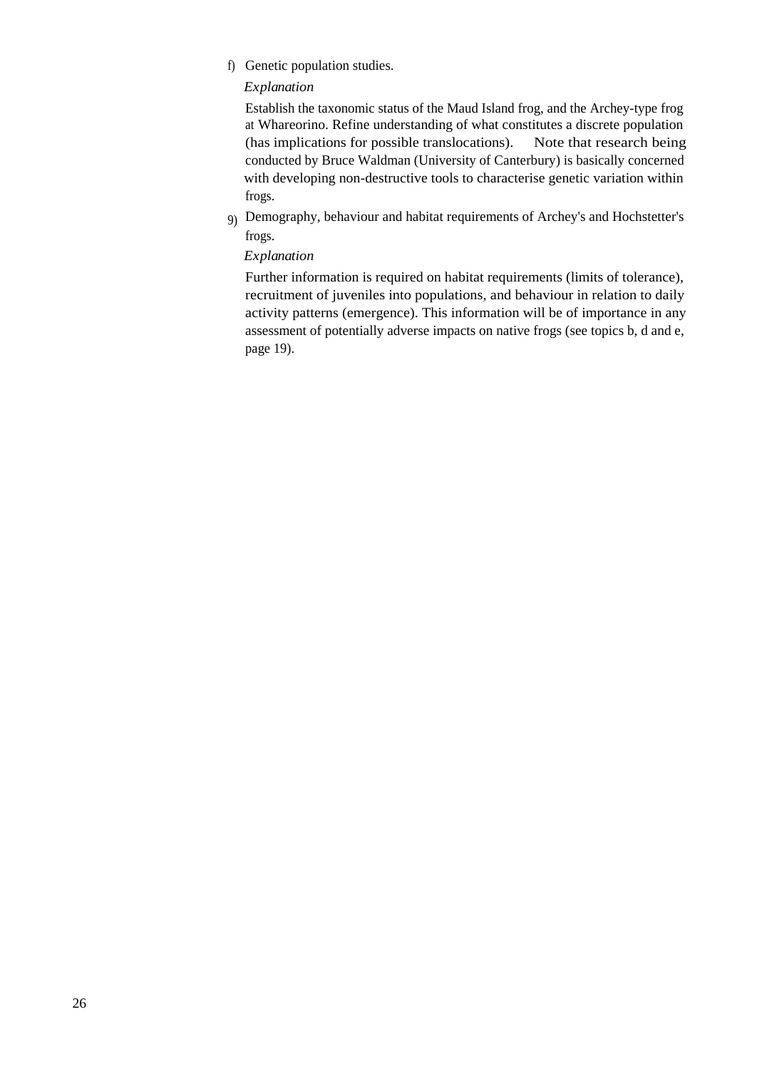f) Genetic population studies.

*Explanation*

Establish the taxonomic status of the Maud Island frog, and the Archey-type frog at Whareorino. Refine understanding of what constitutes a discrete population (has implications for possible translocations). Note that research being conducted by Bruce Waldman (University of Canterbury) is basically concerned with developing non-destructive tools to characterise genetic variation within frogs.

g) Demography, behaviour and habitat requirements of Archey's and Hochstetter's frogs.

*Explanation*

Further information is required on habitat requirements (limits of tolerance), recruitment of juveniles into populations, and behaviour in relation to daily activity patterns (emergence). This information will be of importance in any assessment of potentially adverse impacts on native frogs (see topics b, d and e, page 19).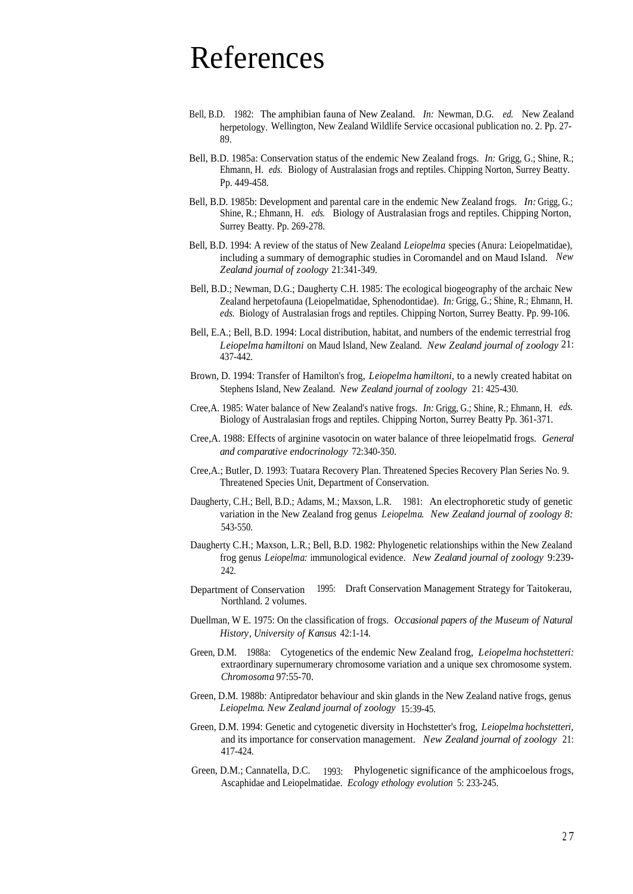# References

Bell, B.D. 1982: The amphibian fauna of New Zealand. *In:* Newman, D.G. *ed.* New Zealand herpetology. Wellington, New Zealand Wildlife Service occasional publication no. 2. Pp. 27-89.

Bell, B.D. 1985a: Conservation status of the endemic New Zealand frogs. *In:* Grigg, G.; Shine, R.; Ehmann, H. *eds.* Biology of Australasian frogs and reptiles. Chipping Norton, Surrey Beatty. Pp. 449-458.

Bell, B.D. 1985b: Development and parental care in the endemic New Zealand frogs. *In:* Grigg, G.; Shine, R.; Ehmann, H. *eds.* Biology of Australasian frogs and reptiles. Chipping Norton, Surrey Beatty. Pp. 269-278.

Bell, B.D. 1994: A review of the status of New Zealand *Leiopelma* species (Anura: Leiopelmatidae), including a summary of demographic studies in Coromandel and on Maud Island. *New Zealand journal of zoology* 21:341-349.

Bell, B.D.; Newman, D.G.; Daugherty C.H. 1985: The ecological biogeography of the archaic New Zealand herpetofauna (Leiopelmatidae, Sphenodontidae). *In:* Grigg, G.; Shine, R.; Ehmann, H. *eds.* Biology of Australasian frogs and reptiles. Chipping Norton, Surrey Beatty. Pp. 99-106.

Bell, E.A.; Bell, B.D. 1994: Local distribution, habitat, and numbers of the endemic terrestrial frog *Leiopelma hamiltoni* on Maud Island, New Zealand. *New Zealand journal of zoology* 21: 437-442.

Brown, D. 1994: Transfer of Hamilton's frog, *Leiopelma hamiltoni,* to a newly created habitat on Stephens Island, New Zealand. *New Zealand journal of zoology* 21: 425-430.

Cree,A. 1985: Water balance of New Zealand's native frogs. *In:* Grigg, G.; Shine, R.; Ehmann, H. *eds.* Biology of Australasian frogs and reptiles. Chipping Norton, Surrey Beatty Pp. 361-371.

Cree,A. 1988: Effects of arginine vasotocin on water balance of three leiopelmatid frogs. *General and comparative endocrinology* 72:340-350.

Cree,A.; Butler, D. 1993: Tuatara Recovery Plan. Threatened Species Recovery Plan Series No. 9. Threatened Species Unit, Department of Conservation.

Daugherty, C.H.; Bell, B.D.; Adams, M.; Maxson, L.R. 1981: An electrophoretic study of genetic variation in the New Zealand frog genus *Leiopelma. New Zealand journal of zoology 8:* 543-550.

Daugherty C.H.; Maxson, L.R.; Bell, B.D. 1982: Phylogenetic relationships within the New Zealand frog genus *Leiopelma:* immunological evidence. *New Zealand journal of zoology* 9:239-242.

Department of Conservation 1995: Draft Conservation Management Strategy for Taitokerau, Northland. 2 volumes.

Duellman, W E. 1975: On the classification of frogs. *Occasional papers of the Museum of Natural History, University of Kansus* 42:1-14.

Green, D.M. 1988a: Cytogenetics of the endemic New Zealand frog, *Leiopelma hochstetteri:* extraordinary supernumerary chromosome variation and a unique sex chromosome system. *Chromosoma* 97:55-70.

Green, D.M. 1988b: Antipredator behaviour and skin glands in the New Zealand native frogs, genus *Leiopelma. New Zealand journal of zoology* 15:39-45.

Green, D.M. 1994: Genetic and cytogenetic diversity in Hochstetter's frog, *Leiopelma hochstetteri,* and its importance for conservation management. *New Zealand journal of zoology* 21: 417-424.

Green, D.M.; Cannatella, D.C. 1993: Phylogenetic significance of the amphicoelous frogs, Ascaphidae and Leiopelmatidae. *Ecology ethology evolution* 5: 233-245.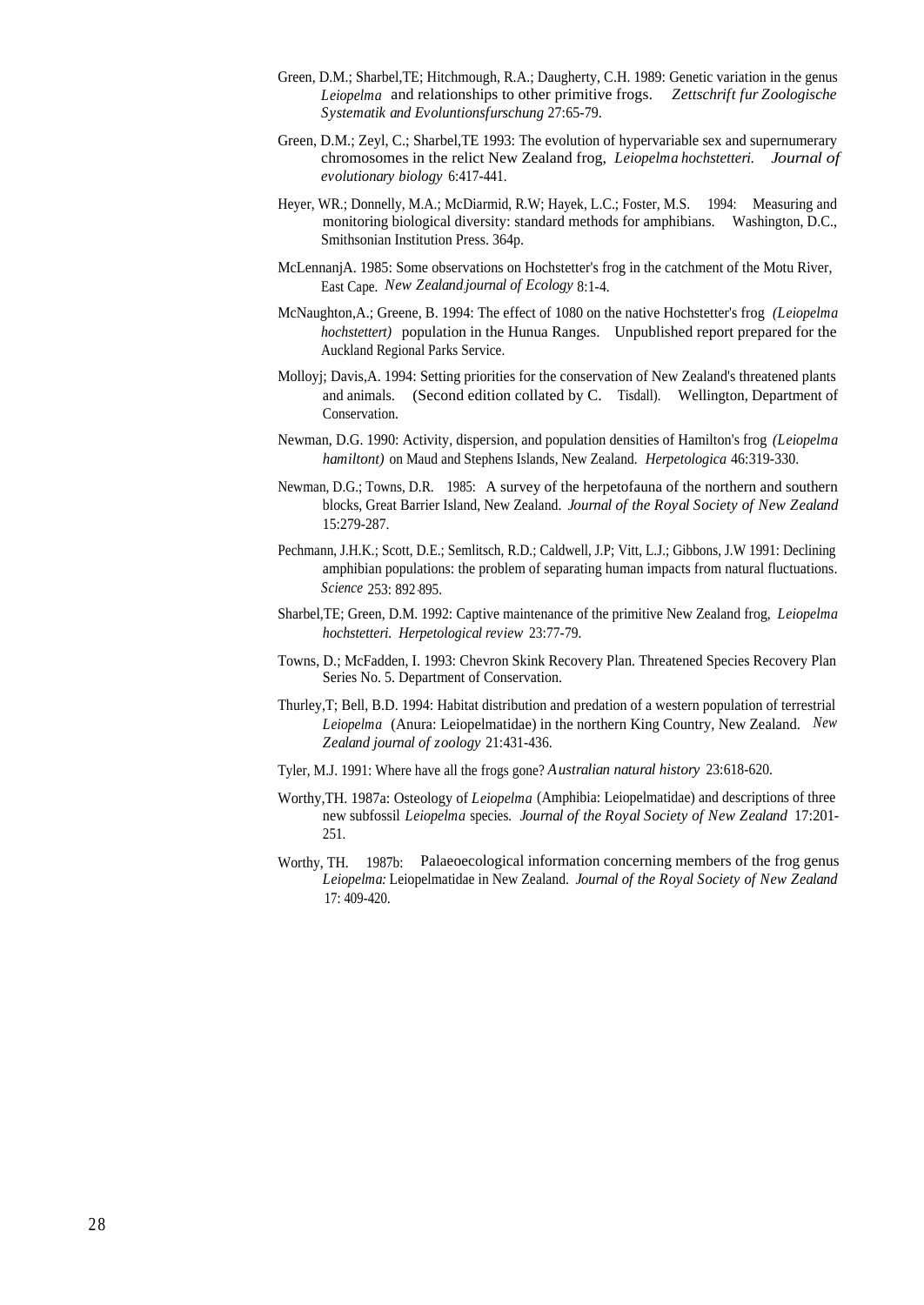Green, D.M.; Sharbel,TE; Hitchmough, R.A.; Daugherty, C.H. 1989: Genetic variation in the genus *Leiopelma* and relationships to other primitive frogs. *Zettschrift fur Zoologische Systematik and Evoluntionsfurschung* 27:65-79.

Green, D.M.; Zeyl, C.; Sharbel,TE 1993: The evolution of hypervariable sex and supernumerary chromosomes in the relict New Zealand frog, *Leiopelma hochstetteri. Journal of evolutionary biology* 6:417-441.

Heyer, WR.; Donnelly, M.A.; McDiarmid, R.W; Hayek, L.C.; Foster, M.S. 1994: Measuring and monitoring biological diversity: standard methods for amphibians. Washington, D.C., Smithsonian Institution Press. 364p.

McLennanjA. 1985: Some observations on Hochstetter's frog in the catchment of the Motu River, East Cape. *New Zealand journal of Ecology* 8:1-4.

McNaughton,A.; Greene, B. 1994: The effect of 1080 on the native Hochstetter's frog *(Leiopelma hochstettert)* population in the Hunua Ranges. Unpublished report prepared for the Auckland Regional Parks Service.

Molloyj; Davis,A. 1994: Setting priorities for the conservation of New Zealand's threatened plants and animals. (Second edition collated by C. Tisdall). Wellington, Department of Conservation.

Newman, D.G. 1990: Activity, dispersion, and population densities of Hamilton's frog *(Leiopelma hamiltont)* on Maud and Stephens Islands, New Zealand. *Herpetologica* 46:319-330.

Newman, D.G.; Towns, D.R. 1985: A survey of the herpetofauna of the northern and southern blocks, Great Barrier Island, New Zealand. *Journal of the Royal Society of New Zealand* 15:279-287.

Pechmann, J.H.K.; Scott, D.E.; Semlitsch, R.D.; Caldwell, J.P; Vitt, L.J.; Gibbons, J.W 1991: Declining amphibian populations: the problem of separating human impacts from natural fluctuations. *Science* 253: 892-895.

Sharbel,TE; Green, D.M. 1992: Captive maintenance of the primitive New Zealand frog, *Leiopelma hochstetteri. Herpetological review* 23:77-79.

Towns, D.; McFadden, I. 1993: Chevron Skink Recovery Plan. Threatened Species Recovery Plan Series No. 5. Department of Conservation.

Thurley,T; Bell, B.D. 1994: Habitat distribution and predation of a western population of terrestrial *Leiopelma* (Anura: Leiopelmatidae) in the northern King Country, New Zealand. *New Zealand journal of zoology* 21:431-436.

Tyler, M.J. 1991: Where have all the frogs gone? *Australian natural history* 23:618-620.

Worthy,TH. 1987a: Osteology of *Leiopelma* (Amphibia: Leiopelmatidae) and descriptions of three new subfossil *Leiopelma* species. *Journal of the Royal Society of New Zealand* 17:201-251.

Worthy, TH. 1987b: Palaeoecological information concerning members of the frog genus *Leiopelma:* Leiopelmatidae in New Zealand. *Journal of the Royal Society of New Zealand* 17: 409-420.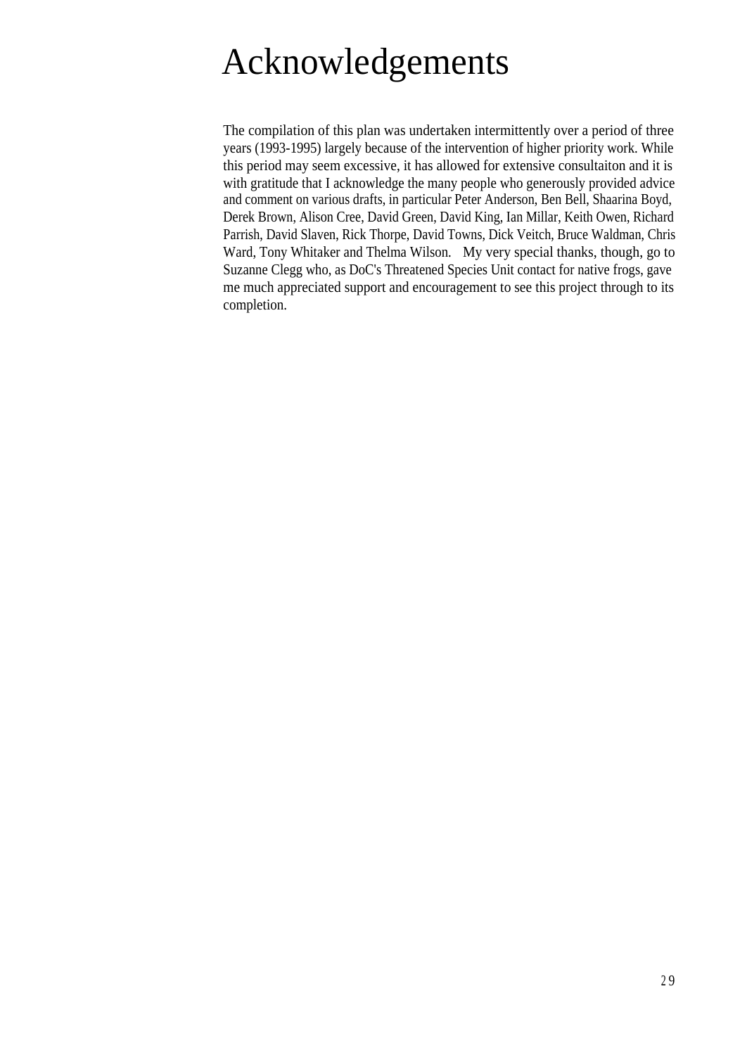# Acknowledgements

The compilation of this plan was undertaken intermittently over a period of three years (1993-1995) largely because of the intervention of higher priority work. While this period may seem excessive, it has allowed for extensive consultaiton and it is with gratitude that I acknowledge the many people who generously provided advice and comment on various drafts, in particular Peter Anderson, Ben Bell, Shaarina Boyd, Derek Brown, Alison Cree, David Green, David King, Ian Millar, Keith Owen, Richard Parrish, David Slaven, Rick Thorpe, David Towns, Dick Veitch, Bruce Waldman, Chris Ward, Tony Whitaker and Thelma Wilson. My very special thanks, though, go to Suzanne Clegg who, as DoC's Threatened Species Unit contact for native frogs, gave me much appreciated support and encouragement to see this project through to its completion.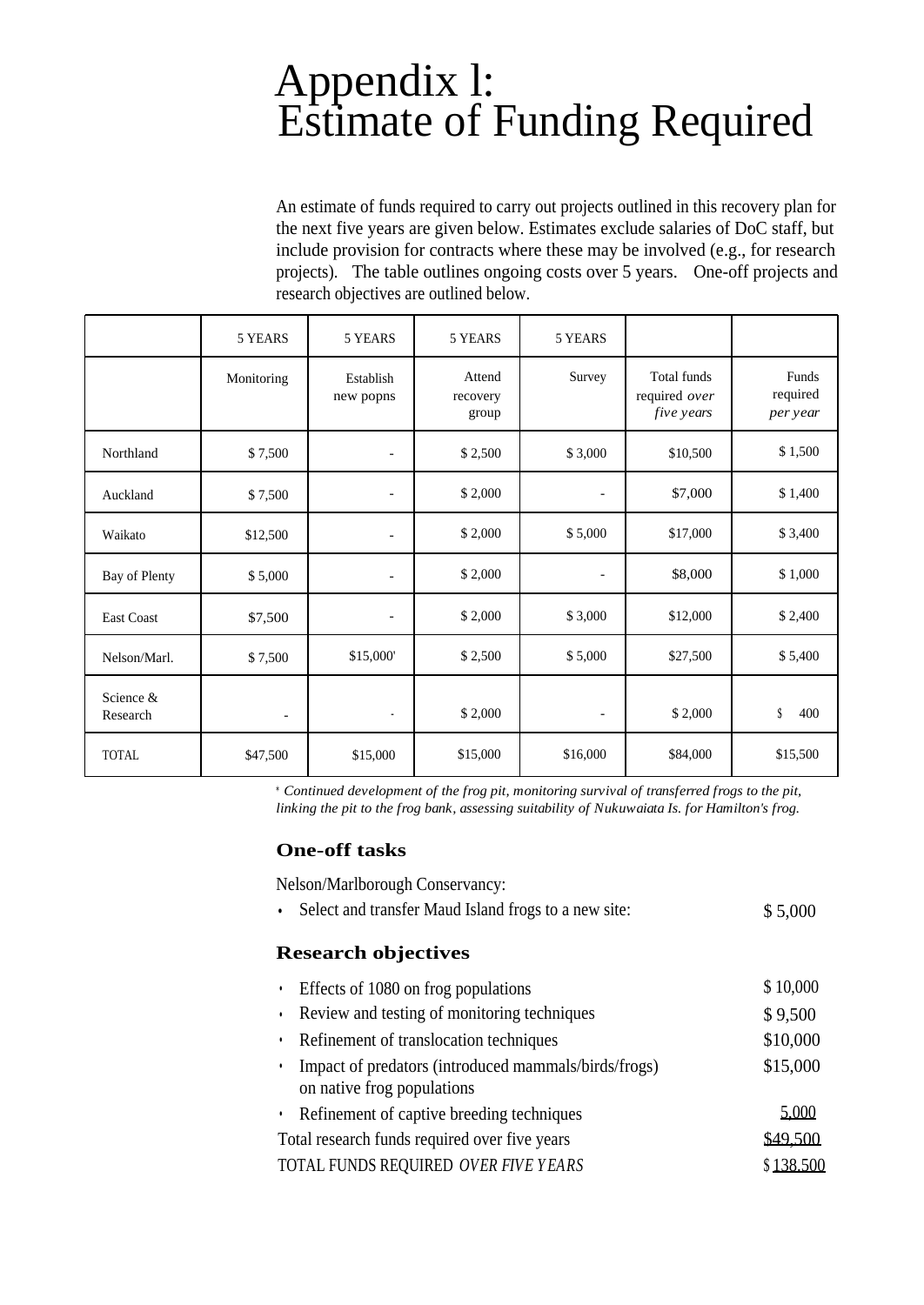# Appendix l:
# Estimate of Funding Required

An estimate of funds required to carry out projects outlined in this recovery plan for the next five years are given below. Estimates exclude salaries of DoC staff, but include provision for contracts where these may be involved (e.g., for research projects). The table outlines ongoing costs over 5 years. One-off projects and research objectives are outlined below.

| | 5 YEARS | 5 YEARS | 5 YEARS | 5 YEARS | | |
|---|---|---|---|---|---|---|
| | Monitoring | Establish new popns | Attend recovery group | Survey | Total funds required *over five years* | Funds required *per year* |
| Northland | $ 7,500 | - | $ 2,500 | $ 3,000 | $10,500 | $ 1,500 |
| Auckland | $ 7,500 | - | $ 2,000 | - | $7,000 | $ 1,400 |
| Waikato | $12,500 | - | $ 2,000 | $ 5,000 | $17,000 | $ 3,400 |
| Bay of Plenty | $ 5,000 | - | $ 2,000 | - | $8,000 | $ 1,000 |
| East Coast | $7,500 | - | $ 2,000 | $ 3,000 | $12,000 | $ 2,400 |
| Nelson/Marl. | $ 7,500 | $15,000* | $ 2,500 | $ 5,000 | $27,500 | $ 5,400 |
| Science & Research | - | - | $ 2,000 | - | $ 2,000 | $ 400 |
| TOTAL | $47,500 | $15,000 | $15,000 | $16,000 | $84,000 | $15,500 |

* *Continued development of the frog pit, monitoring survival of transferred frogs to the pit, linking the pit to the frog bank, assessing suitability of Nukuwaiata Is. for Hamilton's frog.*

### One-off tasks

Nelson/Marlborough Conservancy:

- Select and transfer Maud Island frogs to a new site: $ 5,000

### Research objectives

- Effects of 1080 on frog populations $ 10,000
- Review and testing of monitoring techniques $ 9,500
- Refinement of translocation techniques $10,000
- Impact of predators (introduced mammals/birds/frogs) on native frog populations $15,000
- Refinement of captive breeding techniques 5,000

Total research funds required over five years $49,500

TOTAL FUNDS REQUIRED *OVER FIVE YEARS* $ 138,500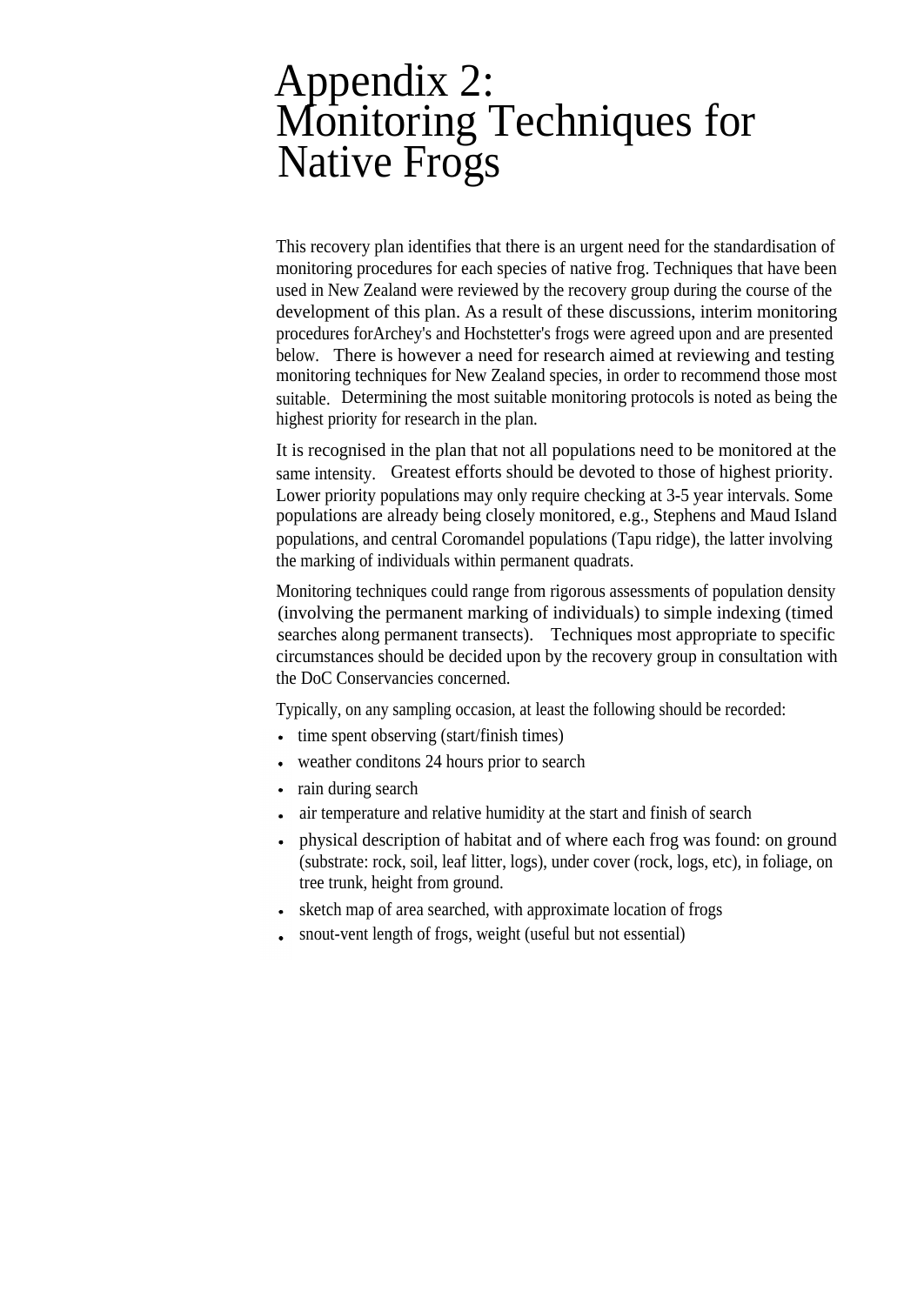# Appendix 2: Monitoring Techniques for Native Frogs

This recovery plan identifies that there is an urgent need for the standardisation of monitoring procedures for each species of native frog. Techniques that have been used in New Zealand were reviewed by the recovery group during the course of the development of this plan. As a result of these discussions, interim monitoring procedures forArchey's and Hochstetter's frogs were agreed upon and are presented below. There is however a need for research aimed at reviewing and testing monitoring techniques for New Zealand species, in order to recommend those most suitable. Determining the most suitable monitoring protocols is noted as being the highest priority for research in the plan.

It is recognised in the plan that not all populations need to be monitored at the same intensity. Greatest efforts should be devoted to those of highest priority. Lower priority populations may only require checking at 3-5 year intervals. Some populations are already being closely monitored, e.g., Stephens and Maud Island populations, and central Coromandel populations (Tapu ridge), the latter involving the marking of individuals within permanent quadrats.

Monitoring techniques could range from rigorous assessments of population density (involving the permanent marking of individuals) to simple indexing (timed searches along permanent transects). Techniques most appropriate to specific circumstances should be decided upon by the recovery group in consultation with the DoC Conservancies concerned.

Typically, on any sampling occasion, at least the following should be recorded:

- time spent observing (start/finish times)
- weather conditons 24 hours prior to search
- rain during search
- air temperature and relative humidity at the start and finish of search
- physical description of habitat and of where each frog was found: on ground (substrate: rock, soil, leaf litter, logs), under cover (rock, logs, etc), in foliage, on tree trunk, height from ground.
- sketch map of area searched, with approximate location of frogs
- snout-vent length of frogs, weight (useful but not essential)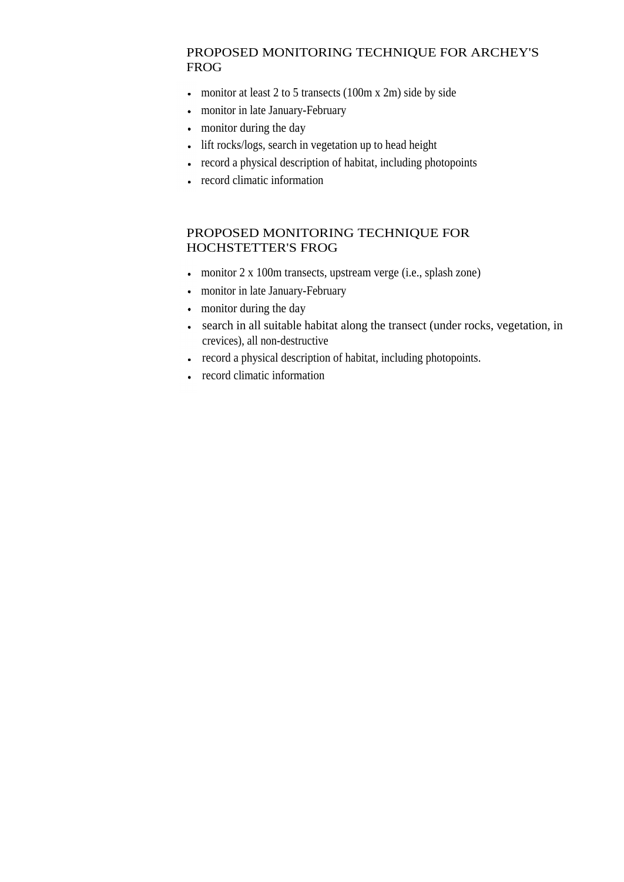## PROPOSED MONITORING TECHNIQUE FOR ARCHEY'S FROG

- monitor at least 2 to 5 transects (100m x 2m) side by side
- monitor in late January-February
- monitor during the day
- lift rocks/logs, search in vegetation up to head height
- record a physical description of habitat, including photopoints
- record climatic information

## PROPOSED MONITORING TECHNIQUE FOR HOCHSTETTER'S FROG

- monitor 2 x 100m transects, upstream verge (i.e., splash zone)
- monitor in late January-February
- monitor during the day
- search in all suitable habitat along the transect (under rocks, vegetation, in crevices), all non-destructive
- record a physical description of habitat, including photopoints.
- record climatic information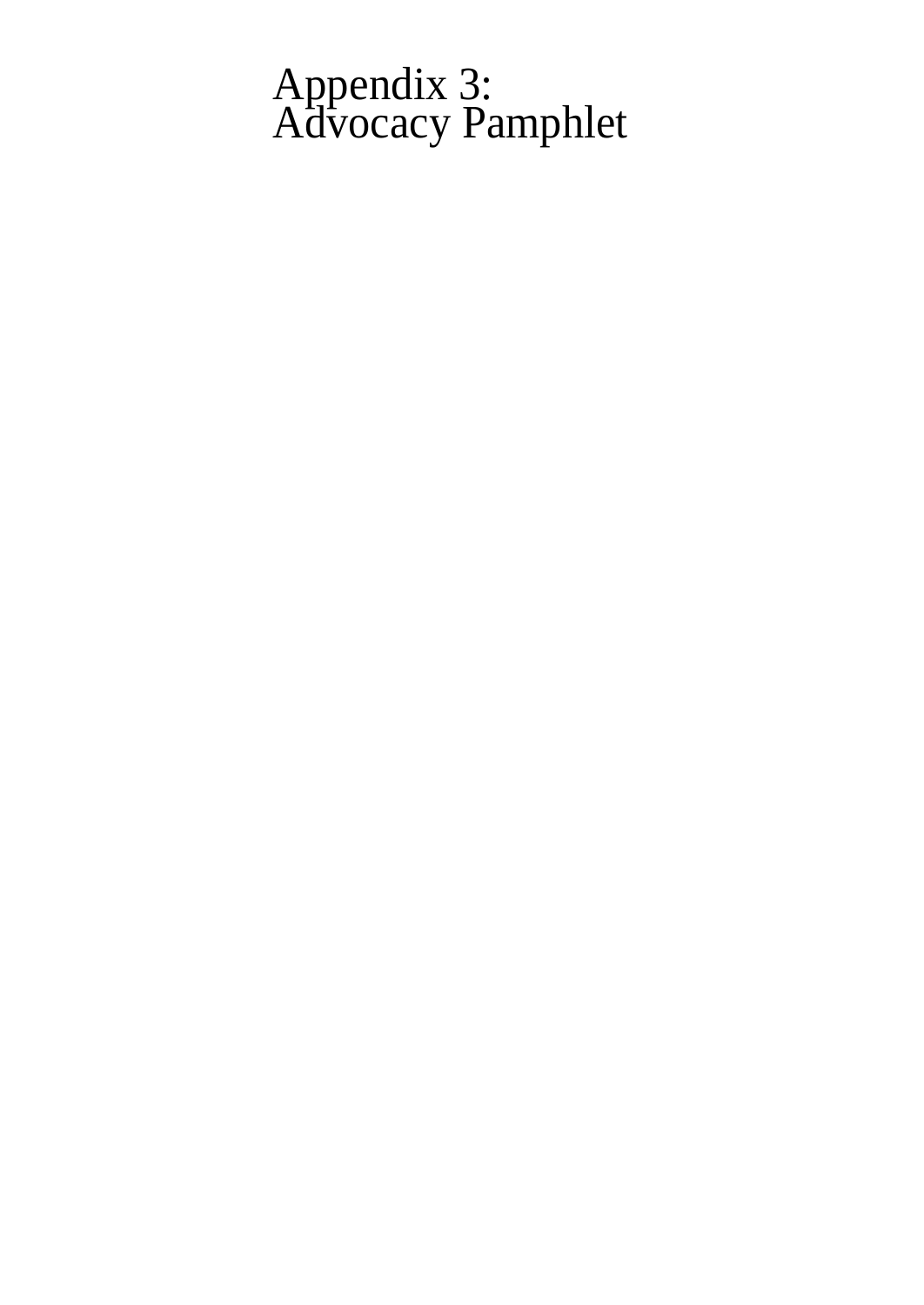# Appendix 3: Advocacy Pamphlet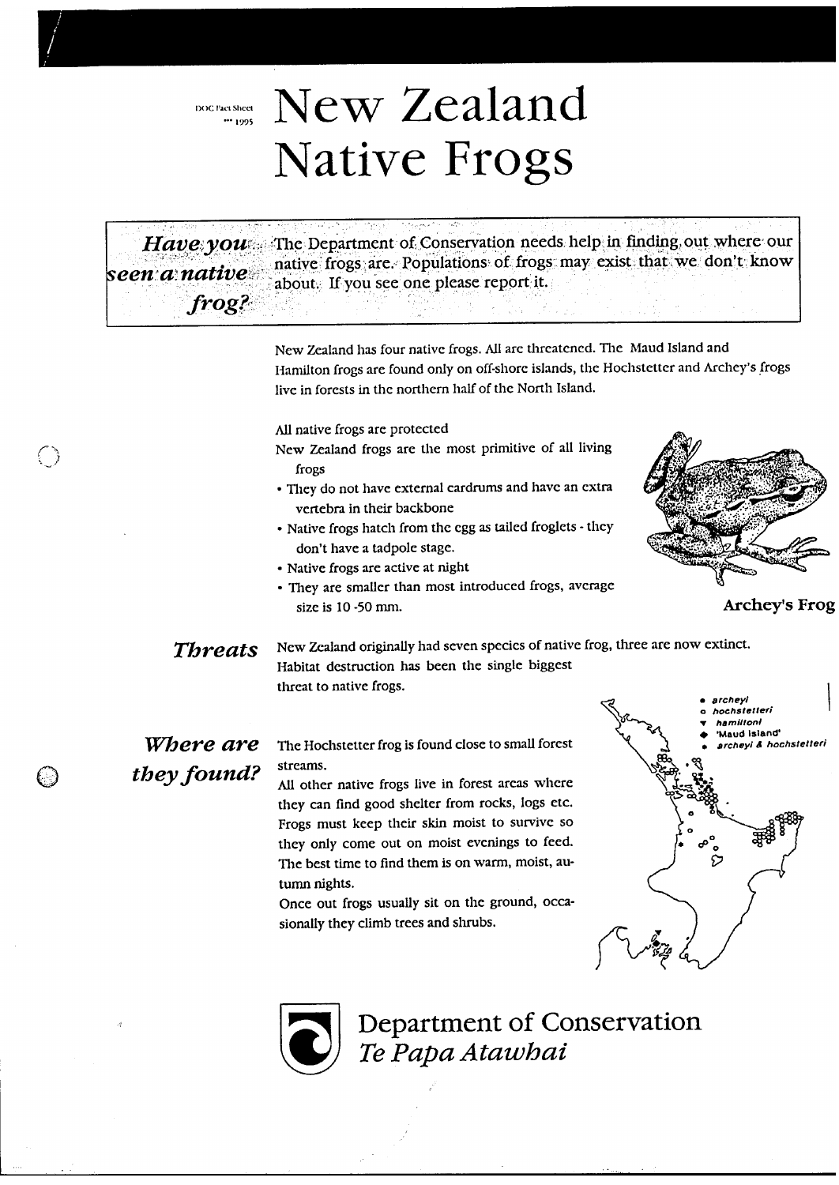DOC Fact Sheet
*** 1995

# New Zealand Native Frogs

***Have you seen a native frog?*** The Department of Conservation needs help in finding out where our native frogs are. Populations of frogs may exist that we don't know about. If you see one please report it.

New Zealand has four native frogs. All are threatened. The Maud Island and Hamilton frogs are found only on off-shore islands, the Hochstetter and Archey's frogs live in forests in the northern half of the North Island.

All native frogs are protected

New Zealand frogs are the most primitive of all living frogs

- They do not have external eardrums and have an extra vertebra in their backbone
- Native frogs hatch from the egg as tailed froglets - they don't have a tadpole stage.
- Native frogs are active at night
- They are smaller than most introduced frogs, average size is 10 -50 mm.

**Archey's Frog**

## *Threats*

New Zealand originally had seven species of native frog, three are now extinct. Habitat destruction has been the single biggest threat to native frogs.

## *Where are they found?*

The Hochstetter frog is found close to small forest streams.

All other native frogs live in forest areas where they can find good shelter from rocks, logs etc. Frogs must keep their skin moist to survive so they only come out on moist evenings to feed. The best time to find them is on warm, moist, autumn nights.

Once out frogs usually sit on the ground, occasionally they climb trees and shrubs.

- ● *archeyi*
- ○ *hochstetteri*
- ▼ *hamiltoni*
- ◆ *'Maud Island'*
- • *archeyi & hochstetteri*

Department of Conservation
*Te Papa Atawhai*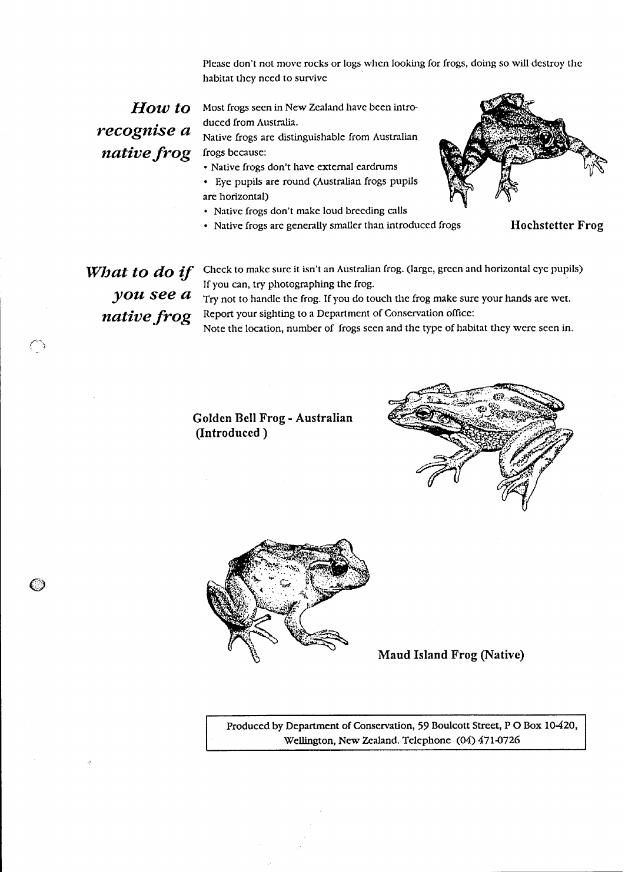Please don't not move rocks or logs when looking for frogs, doing so will destroy the habitat they need to survive

## *How to recognise a native frog*

Most frogs seen in New Zealand have been introduced from Australia.

Native frogs are distinguishable from Australian frogs because:

- Native frogs don't have external eardrums
- Eye pupils are round (Australian frogs pupils are horizontal)
- Native frogs don't make loud breeding calls
- Native frogs are generally smaller than introduced frogs

**Hochstetter Frog**

## *What to do if you see a native frog*

Check to make sure it isn't an Australian frog. (large, green and horizontal eye pupils)
If you can, try photographing the frog.
Try not to handle the frog. If you do touch the frog make sure your hands are wet.
Report your sighting to a Department of Conservation office:
Note the location, number of frogs seen and the type of habitat they were seen in.

**Golden Bell Frog - Australian (Introduced )**

**Maud Island Frog (Native)**

Produced by Department of Conservation, 59 Boulcott Street, P O Box 10-420, Wellington, New Zealand. Telephone (04) 471-0726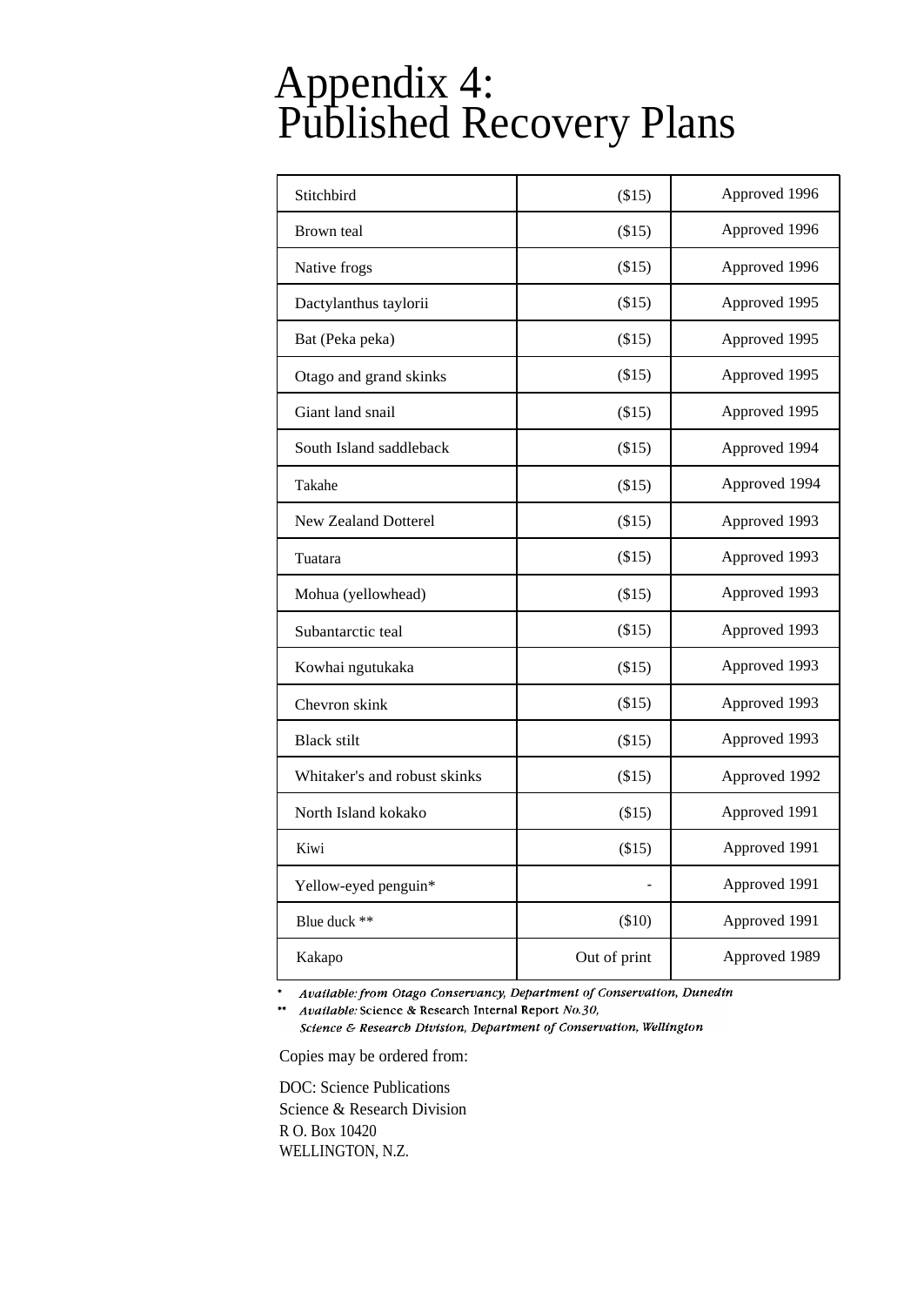# Appendix 4: Published Recovery Plans

| | | |
|---|---|---|
| Stitchbird | ($15) | Approved 1996 |
| Brown teal | ($15) | Approved 1996 |
| Native frogs | ($15) | Approved 1996 |
| Dactylanthus taylorii | ($15) | Approved 1995 |
| Bat (Peka peka) | ($15) | Approved 1995 |
| Otago and grand skinks | ($15) | Approved 1995 |
| Giant land snail | ($15) | Approved 1995 |
| South Island saddleback | ($15) | Approved 1994 |
| Takahe | ($15) | Approved 1994 |
| New Zealand Dotterel | ($15) | Approved 1993 |
| Tuatara | ($15) | Approved 1993 |
| Mohua (yellowhead) | ($15) | Approved 1993 |
| Subantarctic teal | ($15) | Approved 1993 |
| Kowhai ngutukaka | ($15) | Approved 1993 |
| Chevron skink | ($15) | Approved 1993 |
| Black stilt | ($15) | Approved 1993 |
| Whitaker's and robust skinks | ($15) | Approved 1992 |
| North Island kokako | ($15) | Approved 1991 |
| Kiwi | ($15) | Approved 1991 |
| Yellow-eyed penguin* | - | Approved 1991 |
| Blue duck ** | ($10) | Approved 1991 |
| Kakapo | Out of print | Approved 1989 |

\* *Available: from Otago Conservancy, Department of Conservation, Dunedin*

\*\* *Available:* Science & Research Internal Report *No.30, Science & Research Division, Department of Conservation, Wellington*

Copies may be ordered from:

DOC: Science Publications
Science & Research Division
R O. Box 10420
WELLINGTON, N.Z.